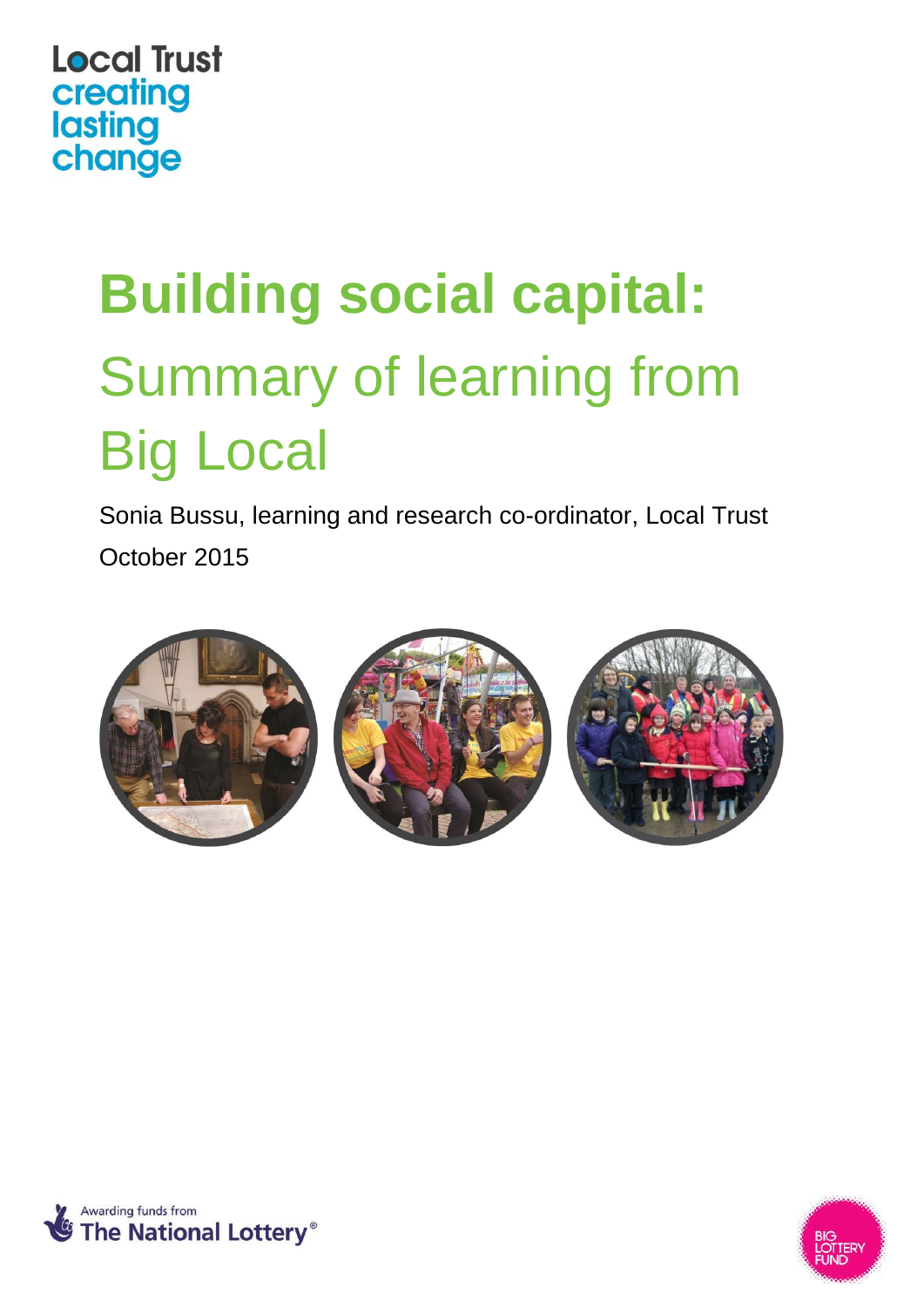Local Trust
creating lasting change

# Building social capital: Summary of learning from Big Local

Sonia Bussu, learning and research co-ordinator, Local Trust

October 2015

Awarding funds from The National Lottery®

BIG LOTTERY FUND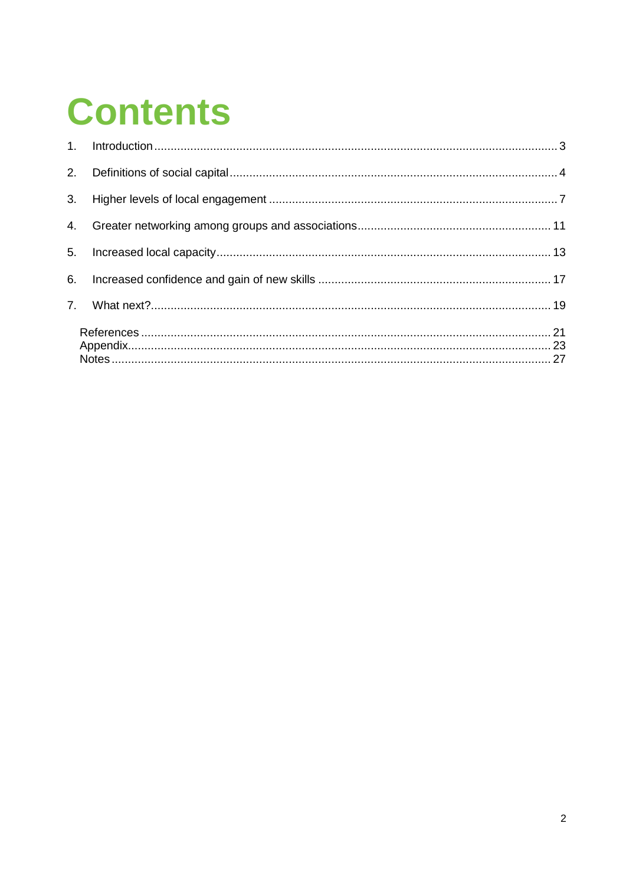# Contents

1. Introduction ........ 3
2. Definitions of social capital ........ 4
3. Higher levels of local engagement ........ 7
4. Greater networking among groups and associations ........ 11
5. Increased local capacity ........ 13
6. Increased confidence and gain of new skills ........ 17
7. What next? ........ 19

References ........ 21
Appendix ........ 23
Notes ........ 27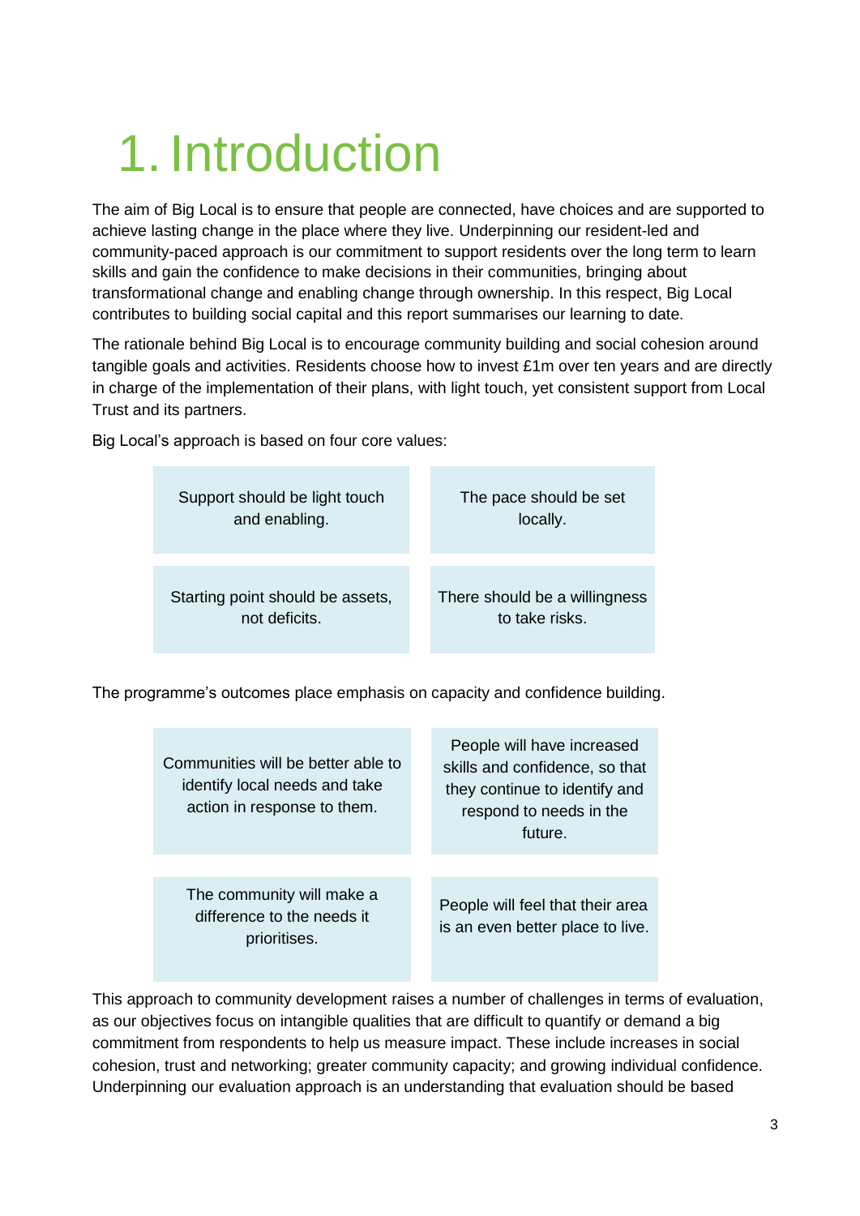# 1. Introduction

The aim of Big Local is to ensure that people are connected, have choices and are supported to achieve lasting change in the place where they live. Underpinning our resident-led and community-paced approach is our commitment to support residents over the long term to learn skills and gain the confidence to make decisions in their communities, bringing about transformational change and enabling change through ownership. In this respect, Big Local contributes to building social capital and this report summarises our learning to date.

The rationale behind Big Local is to encourage community building and social cohesion around tangible goals and activities. Residents choose how to invest £1m over ten years and are directly in charge of the implementation of their plans, with light touch, yet consistent support from Local Trust and its partners.

Big Local's approach is based on four core values:

| | |
|---|---|
| Support should be light touch and enabling. | The pace should be set locally. |
| Starting point should be assets, not deficits. | There should be a willingness to take risks. |

The programme's outcomes place emphasis on capacity and confidence building.

| | |
|---|---|
| Communities will be better able to identify local needs and take action in response to them. | People will have increased skills and confidence, so that they continue to identify and respond to needs in the future. |
| The community will make a difference to the needs it prioritises. | People will feel that their area is an even better place to live. |

This approach to community development raises a number of challenges in terms of evaluation, as our objectives focus on intangible qualities that are difficult to quantify or demand a big commitment from respondents to help us measure impact. These include increases in social cohesion, trust and networking; greater community capacity; and growing individual confidence. Underpinning our evaluation approach is an understanding that evaluation should be based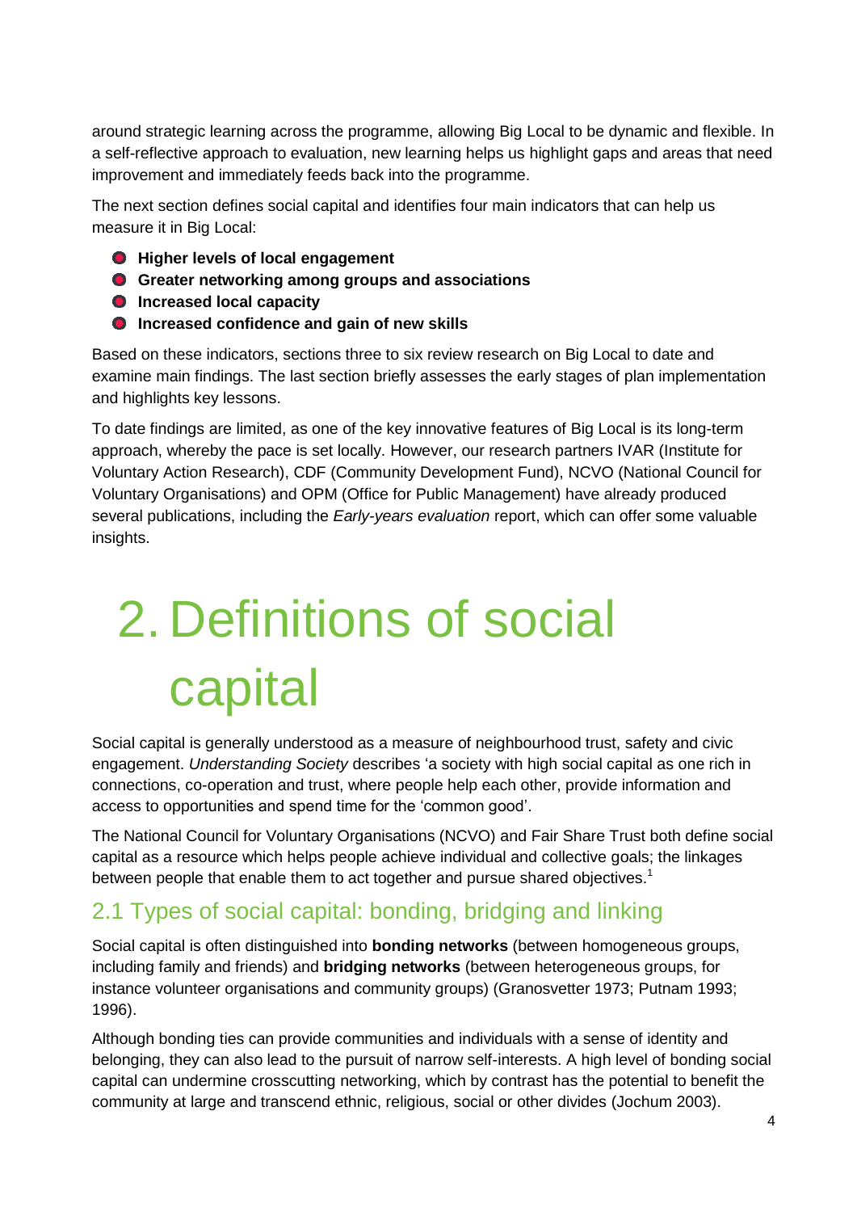around strategic learning across the programme, allowing Big Local to be dynamic and flexible. In a self-reflective approach to evaluation, new learning helps us highlight gaps and areas that need improvement and immediately feeds back into the programme.

The next section defines social capital and identifies four main indicators that can help us measure it in Big Local:

- **Higher levels of local engagement**
- **Greater networking among groups and associations**
- **Increased local capacity**
- **Increased confidence and gain of new skills**

Based on these indicators, sections three to six review research on Big Local to date and examine main findings. The last section briefly assesses the early stages of plan implementation and highlights key lessons.

To date findings are limited, as one of the key innovative features of Big Local is its long-term approach, whereby the pace is set locally. However, our research partners IVAR (Institute for Voluntary Action Research), CDF (Community Development Fund), NCVO (National Council for Voluntary Organisations) and OPM (Office for Public Management) have already produced several publications, including the *Early-years evaluation* report, which can offer some valuable insights.

# 2. Definitions of social capital

Social capital is generally understood as a measure of neighbourhood trust, safety and civic engagement. *Understanding Society* describes 'a society with high social capital as one rich in connections, co-operation and trust, where people help each other, provide information and access to opportunities and spend time for the 'common good'.

The National Council for Voluntary Organisations (NCVO) and Fair Share Trust both define social capital as a resource which helps people achieve individual and collective goals; the linkages between people that enable them to act together and pursue shared objectives.[1]

## 2.1 Types of social capital: bonding, bridging and linking

Social capital is often distinguished into **bonding networks** (between homogeneous groups, including family and friends) and **bridging networks** (between heterogeneous groups, for instance volunteer organisations and community groups) (Granosvetter 1973; Putnam 1993; 1996).

Although bonding ties can provide communities and individuals with a sense of identity and belonging, they can also lead to the pursuit of narrow self-interests. A high level of bonding social capital can undermine crosscutting networking, which by contrast has the potential to benefit the community at large and transcend ethnic, religious, social or other divides (Jochum 2003).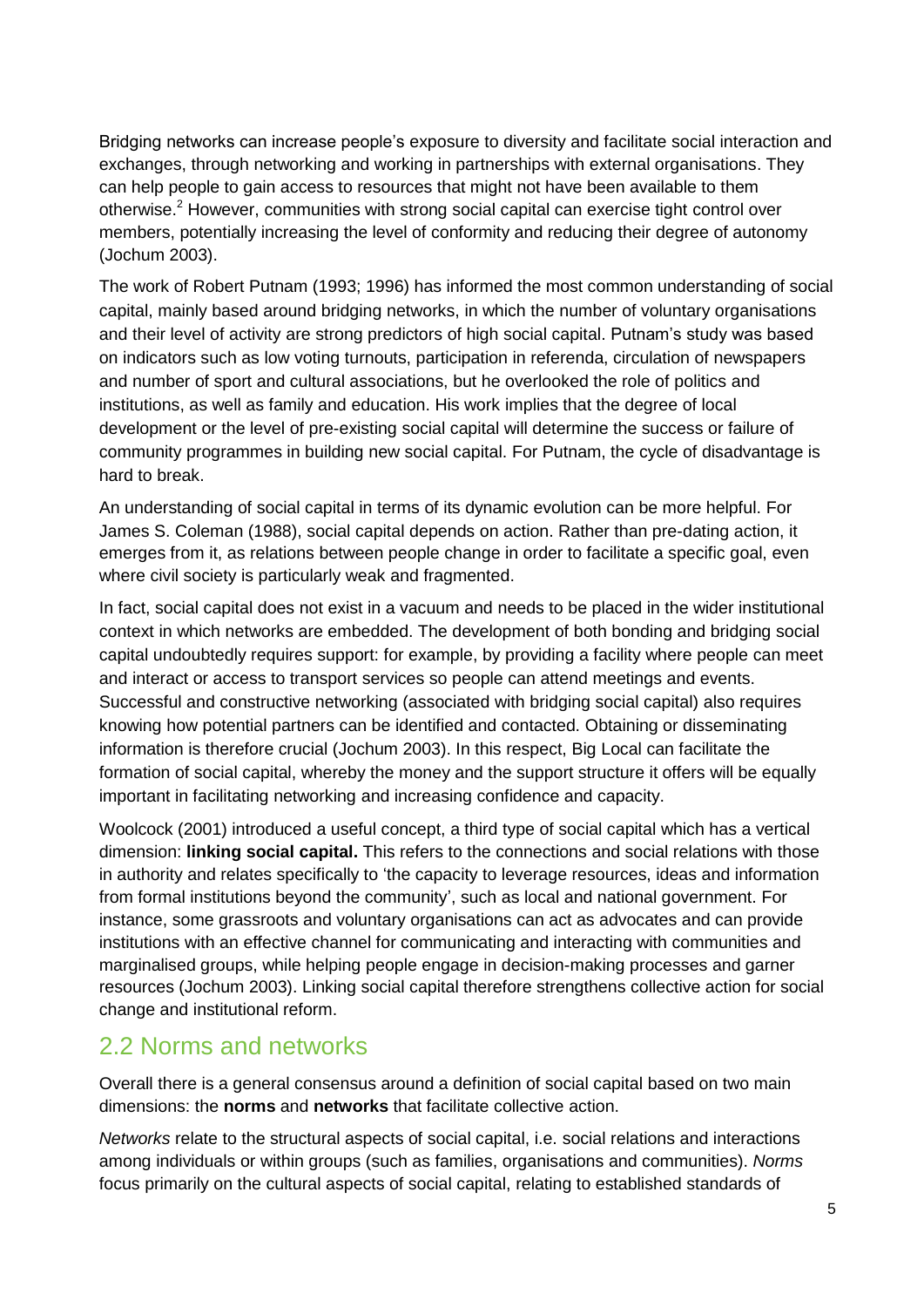Bridging networks can increase people's exposure to diversity and facilitate social interaction and exchanges, through networking and working in partnerships with external organisations. They can help people to gain access to resources that might not have been available to them otherwise.[2] However, communities with strong social capital can exercise tight control over members, potentially increasing the level of conformity and reducing their degree of autonomy (Jochum 2003).

The work of Robert Putnam (1993; 1996) has informed the most common understanding of social capital, mainly based around bridging networks, in which the number of voluntary organisations and their level of activity are strong predictors of high social capital. Putnam's study was based on indicators such as low voting turnouts, participation in referenda, circulation of newspapers and number of sport and cultural associations, but he overlooked the role of politics and institutions, as well as family and education. His work implies that the degree of local development or the level of pre-existing social capital will determine the success or failure of community programmes in building new social capital. For Putnam, the cycle of disadvantage is hard to break.

An understanding of social capital in terms of its dynamic evolution can be more helpful. For James S. Coleman (1988), social capital depends on action. Rather than pre-dating action, it emerges from it, as relations between people change in order to facilitate a specific goal, even where civil society is particularly weak and fragmented.

In fact, social capital does not exist in a vacuum and needs to be placed in the wider institutional context in which networks are embedded. The development of both bonding and bridging social capital undoubtedly requires support: for example, by providing a facility where people can meet and interact or access to transport services so people can attend meetings and events. Successful and constructive networking (associated with bridging social capital) also requires knowing how potential partners can be identified and contacted. Obtaining or disseminating information is therefore crucial (Jochum 2003). In this respect, Big Local can facilitate the formation of social capital, whereby the money and the support structure it offers will be equally important in facilitating networking and increasing confidence and capacity.

Woolcock (2001) introduced a useful concept, a third type of social capital which has a vertical dimension: **linking social capital.** This refers to the connections and social relations with those in authority and relates specifically to 'the capacity to leverage resources, ideas and information from formal institutions beyond the community', such as local and national government. For instance, some grassroots and voluntary organisations can act as advocates and can provide institutions with an effective channel for communicating and interacting with communities and marginalised groups, while helping people engage in decision-making processes and garner resources (Jochum 2003). Linking social capital therefore strengthens collective action for social change and institutional reform.

## 2.2 Norms and networks

Overall there is a general consensus around a definition of social capital based on two main dimensions: the **norms** and **networks** that facilitate collective action.

*Networks* relate to the structural aspects of social capital, i.e. social relations and interactions among individuals or within groups (such as families, organisations and communities). *Norms* focus primarily on the cultural aspects of social capital, relating to established standards of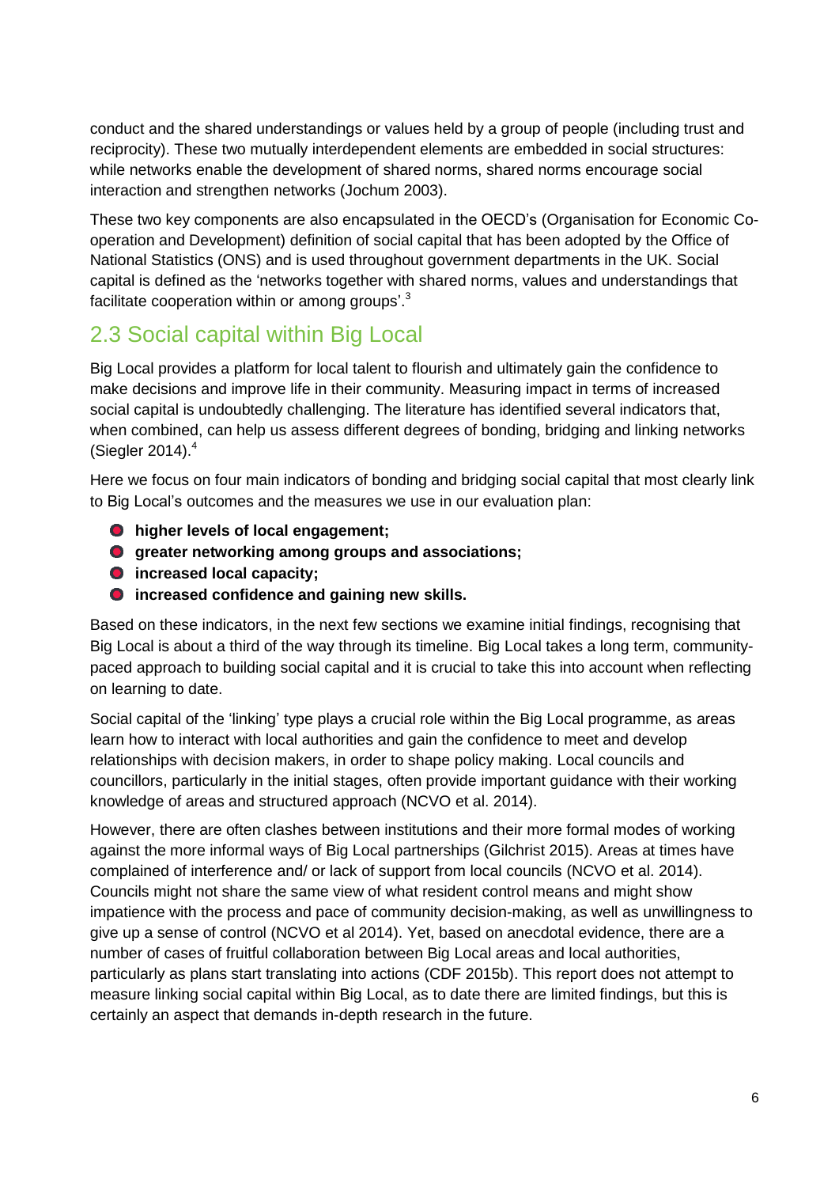conduct and the shared understandings or values held by a group of people (including trust and reciprocity). These two mutually interdependent elements are embedded in social structures: while networks enable the development of shared norms, shared norms encourage social interaction and strengthen networks (Jochum 2003).

These two key components are also encapsulated in the OECD's (Organisation for Economic Co-operation and Development) definition of social capital that has been adopted by the Office of National Statistics (ONS) and is used throughout government departments in the UK. Social capital is defined as the 'networks together with shared norms, values and understandings that facilitate cooperation within or among groups'.[3]

## 2.3 Social capital within Big Local

Big Local provides a platform for local talent to flourish and ultimately gain the confidence to make decisions and improve life in their community. Measuring impact in terms of increased social capital is undoubtedly challenging. The literature has identified several indicators that, when combined, can help us assess different degrees of bonding, bridging and linking networks (Siegler 2014).[4]

Here we focus on four main indicators of bonding and bridging social capital that most clearly link to Big Local's outcomes and the measures we use in our evaluation plan:

- **higher levels of local engagement;**
- **greater networking among groups and associations;**
- **increased local capacity;**
- **increased confidence and gaining new skills.**

Based on these indicators, in the next few sections we examine initial findings, recognising that Big Local is about a third of the way through its timeline. Big Local takes a long term, community-paced approach to building social capital and it is crucial to take this into account when reflecting on learning to date.

Social capital of the 'linking' type plays a crucial role within the Big Local programme, as areas learn how to interact with local authorities and gain the confidence to meet and develop relationships with decision makers, in order to shape policy making. Local councils and councillors, particularly in the initial stages, often provide important guidance with their working knowledge of areas and structured approach (NCVO et al. 2014).

However, there are often clashes between institutions and their more formal modes of working against the more informal ways of Big Local partnerships (Gilchrist 2015). Areas at times have complained of interference and/ or lack of support from local councils (NCVO et al. 2014). Councils might not share the same view of what resident control means and might show impatience with the process and pace of community decision-making, as well as unwillingness to give up a sense of control (NCVO et al 2014). Yet, based on anecdotal evidence, there are a number of cases of fruitful collaboration between Big Local areas and local authorities, particularly as plans start translating into actions (CDF 2015b). This report does not attempt to measure linking social capital within Big Local, as to date there are limited findings, but this is certainly an aspect that demands in-depth research in the future.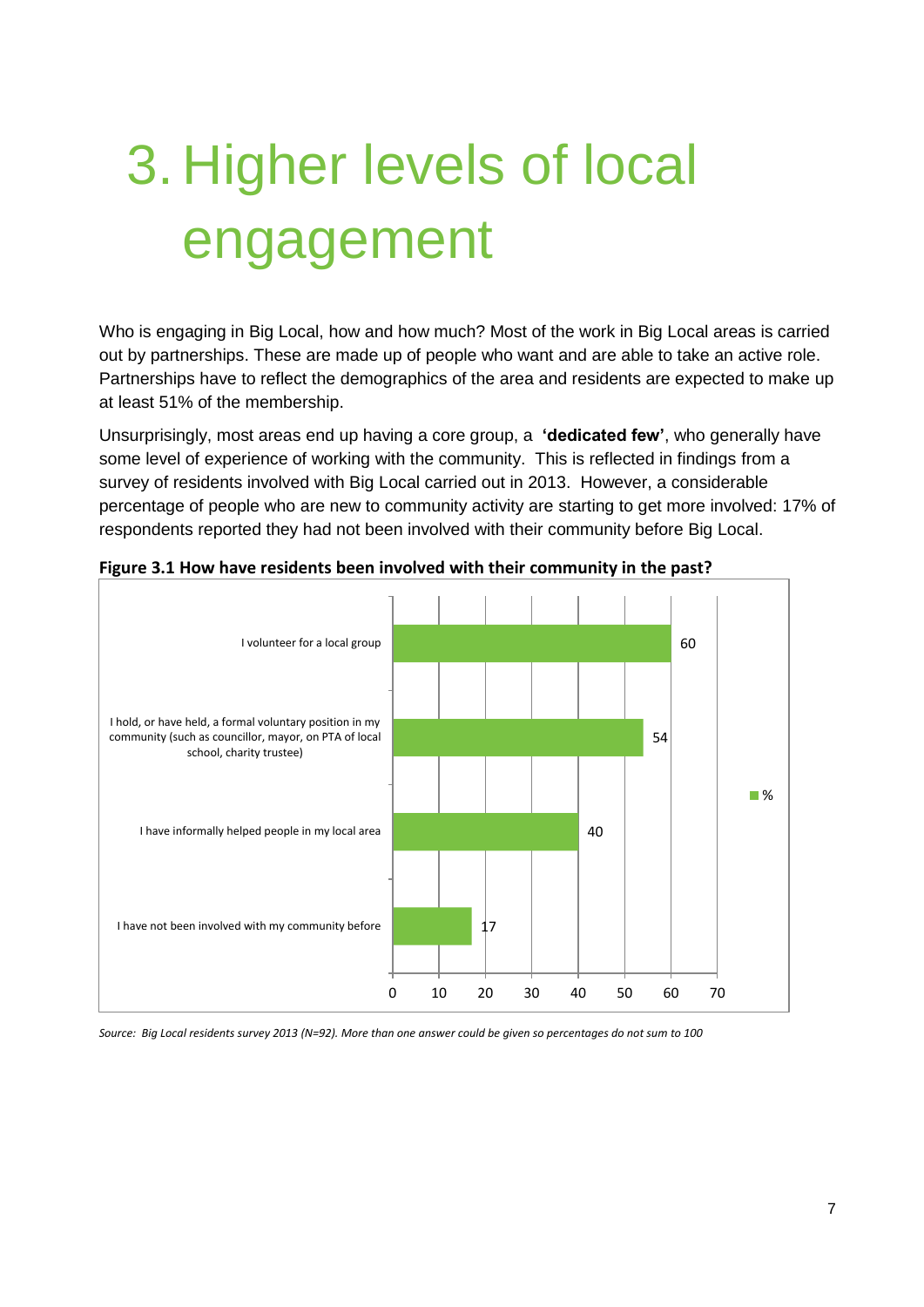# 3. Higher levels of local engagement

Who is engaging in Big Local, how and how much? Most of the work in Big Local areas is carried out by partnerships. These are made up of people who want and are able to take an active role. Partnerships have to reflect the demographics of the area and residents are expected to make up at least 51% of the membership.

Unsurprisingly, most areas end up having a core group, a **'dedicated few'**, who generally have some level of experience of working with the community. This is reflected in findings from a survey of residents involved with Big Local carried out in 2013. However, a considerable percentage of people who are new to community activity are starting to get more involved: 17% of respondents reported they had not been involved with their community before Big Local.

**Figure 3.1 How have residents been involved with their community in the past?**

| | % |
|---|---|
| I volunteer for a local group | 60 |
| I hold, or have held, a formal voluntary position in my community (such as councillor, mayor, on PTA of local school, charity trustee) | 54 |
| I have informally helped people in my local area | 40 |
| I have not been involved with my community before | 17 |

*Source: Big Local residents survey 2013 (N=92). More than one answer could be given so percentages do not sum to 100*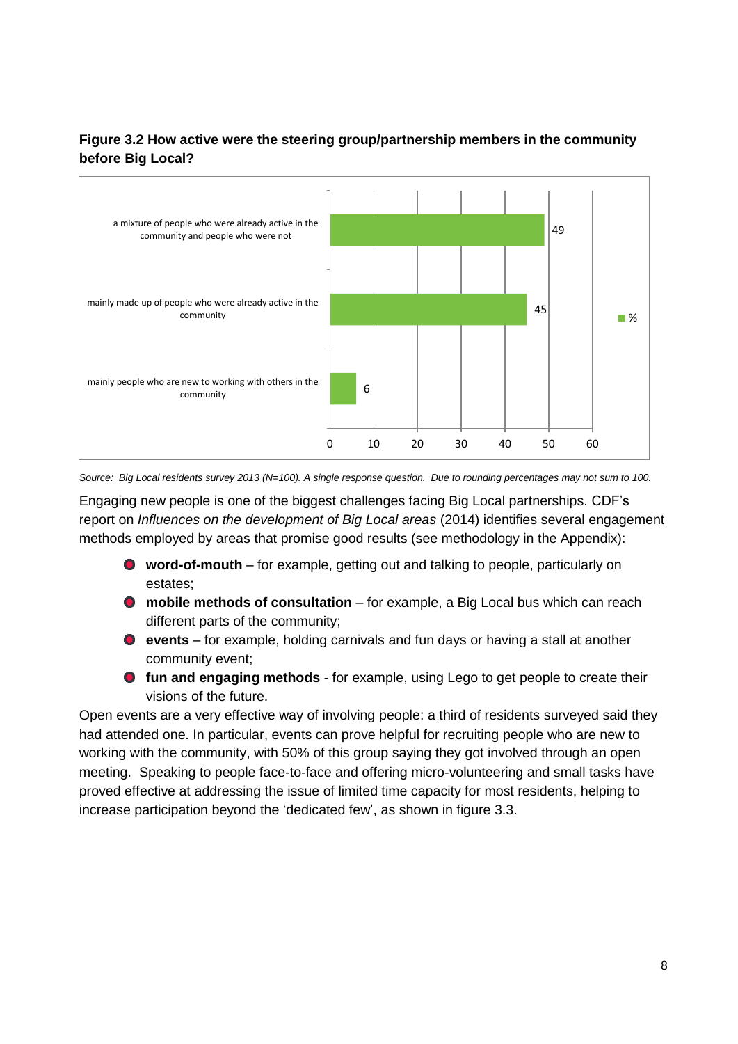**Figure 3.2 How active were the steering group/partnership members in the community before Big Local?**

| | % |
|---|---|
| a mixture of people who were already active in the community and people who were not | 49 |
| mainly made up of people who were already active in the community | 45 |
| mainly people who are new to working with others in the community | 6 |

*Source: Big Local residents survey 2013 (N=100). A single response question. Due to rounding percentages may not sum to 100.*

Engaging new people is one of the biggest challenges facing Big Local partnerships. CDF's report on *Influences on the development of Big Local areas* (2014) identifies several engagement methods employed by areas that promise good results (see methodology in the Appendix):

- **word-of-mouth** – for example, getting out and talking to people, particularly on estates;
- **mobile methods of consultation** – for example, a Big Local bus which can reach different parts of the community;
- **events** – for example, holding carnivals and fun days or having a stall at another community event;
- **fun and engaging methods** - for example, using Lego to get people to create their visions of the future.

Open events are a very effective way of involving people: a third of residents surveyed said they had attended one. In particular, events can prove helpful for recruiting people who are new to working with the community, with 50% of this group saying they got involved through an open meeting. Speaking to people face-to-face and offering micro-volunteering and small tasks have proved effective at addressing the issue of limited time capacity for most residents, helping to increase participation beyond the 'dedicated few', as shown in figure 3.3.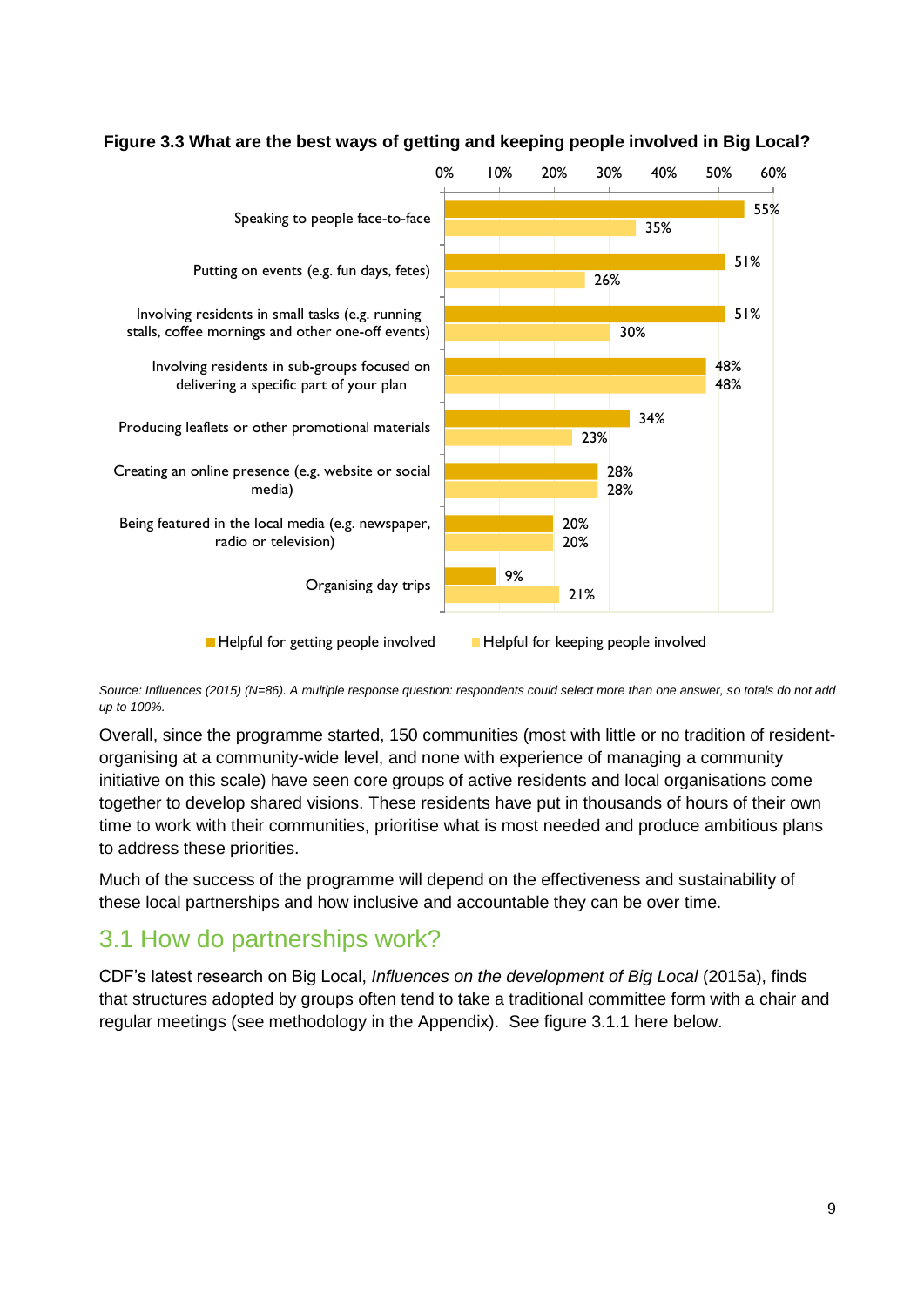**Figure 3.3 What are the best ways of getting and keeping people involved in Big Local?**

| | Helpful for getting people involved | Helpful for keeping people involved |
|---|---|---|
| Speaking to people face-to-face | 55% | 35% |
| Putting on events (e.g. fun days, fetes) | 51% | 26% |
| Involving residents in small tasks (e.g. running stalls, coffee mornings and other one-off events) | 51% | 30% |
| Involving residents in sub-groups focused on delivering a specific part of your plan | 48% | 48% |
| Producing leaflets or other promotional materials | 34% | 23% |
| Creating an online presence (e.g. website or social media) | 28% | 28% |
| Being featured in the local media (e.g. newspaper, radio or television) | 20% | 20% |
| Organising day trips | 9% | 21% |

*Source: Influences (2015) (N=86). A multiple response question: respondents could select more than one answer, so totals do not add up to 100%.*

Overall, since the programme started, 150 communities (most with little or no tradition of resident-organising at a community-wide level, and none with experience of managing a community initiative on this scale) have seen core groups of active residents and local organisations come together to develop shared visions. These residents have put in thousands of hours of their own time to work with their communities, prioritise what is most needed and produce ambitious plans to address these priorities.

Much of the success of the programme will depend on the effectiveness and sustainability of these local partnerships and how inclusive and accountable they can be over time.

## 3.1 How do partnerships work?

CDF's latest research on Big Local, *Influences on the development of Big Local* (2015a), finds that structures adopted by groups often tend to take a traditional committee form with a chair and regular meetings (see methodology in the Appendix). See figure 3.1.1 here below.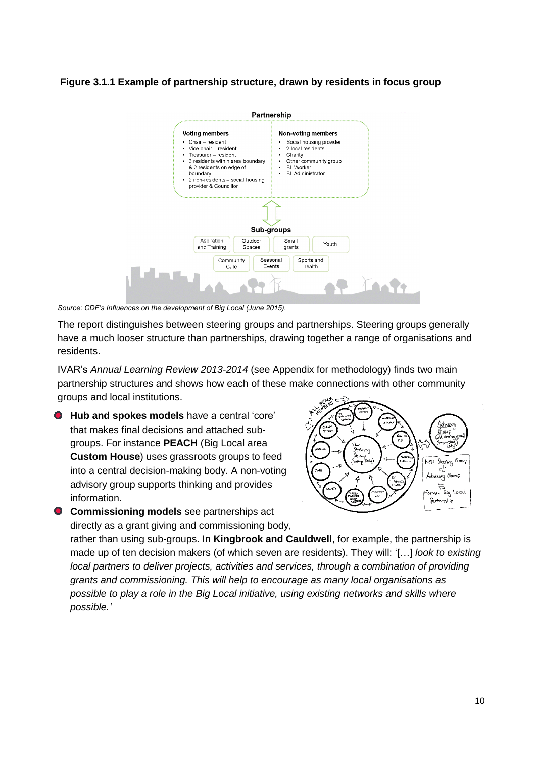**Figure 3.1.1 Example of partnership structure, drawn by residents in focus group**

**Partnership**

| Voting members | Non-voting members |
|---|---|
| • Chair – resident<br>• Vice chair – resident<br>• Treasurer – resident<br>• 3 residents within area boundary & 2 residents on edge of boundary<br>• 2 non-residents – social housing provider & Councillor | • Social housing provider<br>• 2 local residents<br>• Charity<br>• Other community group<br>• BL Worker<br>• BL Administrator |

**Sub-groups**

Aspiration and Training | Outdoor Spaces | Small grants | Youth | Community Café | Seasonal Events | Sports and health

*Source: CDF's Influences on the development of Big Local (June 2015).*

The report distinguishes between steering groups and partnerships. Steering groups generally have a much looser structure than partnerships, drawing together a range of organisations and residents.

IVAR's *Annual Learning Review 2013-2014* (see Appendix for methodology) finds two main partnership structures and shows how each of these make connections with other community groups and local institutions.

- **Hub and spokes models** have a central 'core' that makes final decisions and attached sub-groups. For instance **PEACH** (Big Local area **Custom House**) uses grassroots groups to feed into a central decision-making body. A non-voting advisory group supports thinking and provides information.
- **Commissioning models** see partnerships act directly as a grant giving and commissioning body, rather than using sub-groups. In **Kingbrook and Cauldwell**, for example, the partnership is made up of ten decision makers (of which seven are residents). They will: '[…] *look to existing local partners to deliver projects, activities and services, through a combination of providing grants and commissioning. This will help to encourage as many local organisations as possible to play a role in the Big Local initiative, using existing networks and skills where possible.'*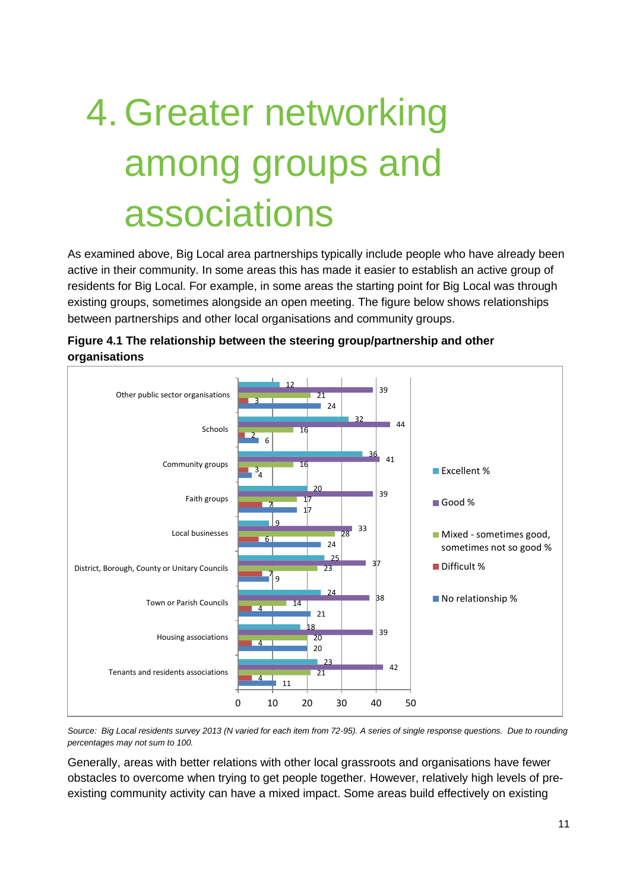# 4. Greater networking among groups and associations

As examined above, Big Local area partnerships typically include people who have already been active in their community. In some areas this has made it easier to establish an active group of residents for Big Local. For example, in some areas the starting point for Big Local was through existing groups, sometimes alongside an open meeting. The figure below shows relationships between partnerships and other local organisations and community groups.

**Figure 4.1 The relationship between the steering group/partnership and other organisations**

| | Excellent % | Good % | Mixed - sometimes good, sometimes not so good % | Difficult % | No relationship % |
|---|---|---|---|---|---|
| Other public sector organisations | 12 | 39 | 21 | 3 | 24 |
| Schools | 32 | 44 | 16 | 2 | 6 |
| Community groups | 36 | 41 | 16 | 3 | 4 |
| Faith groups | 20 | 39 | 17 | 7 | 17 |
| Local businesses | 9 | 33 | 28 | 6 | 24 |
| District, Borough, County or Unitary Councils | 25 | 37 | 23 | 7 | 9 |
| Town or Parish Councils | 24 | 38 | 14 | 4 | 21 |
| Housing associations | 18 | 39 | 20 | 4 | 20 |
| Tenants and residents associations | 23 | 42 | 21 | 4 | 11 |

*Source: Big Local residents survey 2013 (N varied for each item from 72-95). A series of single response questions. Due to rounding percentages may not sum to 100.*

Generally, areas with better relations with other local grassroots and organisations have fewer obstacles to overcome when trying to get people together. However, relatively high levels of pre-existing community activity can have a mixed impact. Some areas build effectively on existing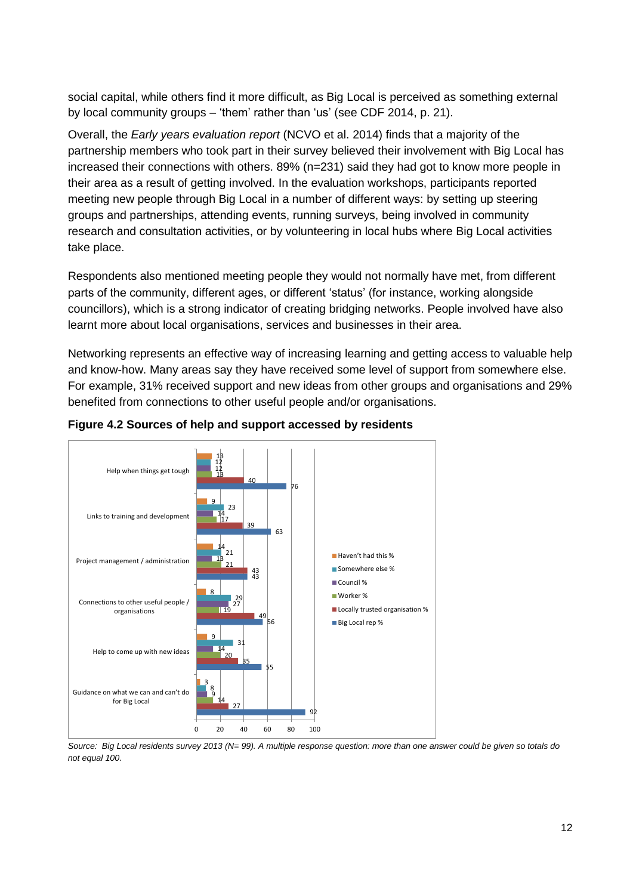social capital, while others find it more difficult, as Big Local is perceived as something external by local community groups – 'them' rather than 'us' (see CDF 2014, p. 21).

Overall, the *Early years evaluation report* (NCVO et al. 2014) finds that a majority of the partnership members who took part in their survey believed their involvement with Big Local has increased their connections with others. 89% (n=231) said they had got to know more people in their area as a result of getting involved. In the evaluation workshops, participants reported meeting new people through Big Local in a number of different ways: by setting up steering groups and partnerships, attending events, running surveys, being involved in community research and consultation activities, or by volunteering in local hubs where Big Local activities take place.

Respondents also mentioned meeting people they would not normally have met, from different parts of the community, different ages, or different 'status' (for instance, working alongside councillors), which is a strong indicator of creating bridging networks. People involved have also learnt more about local organisations, services and businesses in their area.

Networking represents an effective way of increasing learning and getting access to valuable help and know-how. Many areas say they have received some level of support from somewhere else. For example, 31% received support and new ideas from other groups and organisations and 29% benefited from connections to other useful people and/or organisations.

**Figure 4.2 Sources of help and support accessed by residents**

| | Haven't had this % | Somewhere else % | Council % | Worker % | Locally trusted organisation % | Big Local rep % |
|---|---|---|---|---|---|---|
| Help when things get tough | 13 | 12 | 12 | 13 | 40 | 76 |
| Links to training and development | 9 | 23 | 14 | 17 | 39 | 63 |
| Project management / administration | 14 | 21 | 13 | 21 | 43 | 43 |
| Connections to other useful people / organisations | 8 | 29 | 27 | 19 | 49 | 56 |
| Help to come up with new ideas | 9 | 31 | 14 | 20 | 35 | 55 |
| Guidance on what we can and can't do for Big Local | 3 | 8 | 9 | 14 | 27 | 92 |

*Source: Big Local residents survey 2013 (N= 99). A multiple response question: more than one answer could be given so totals do not equal 100.*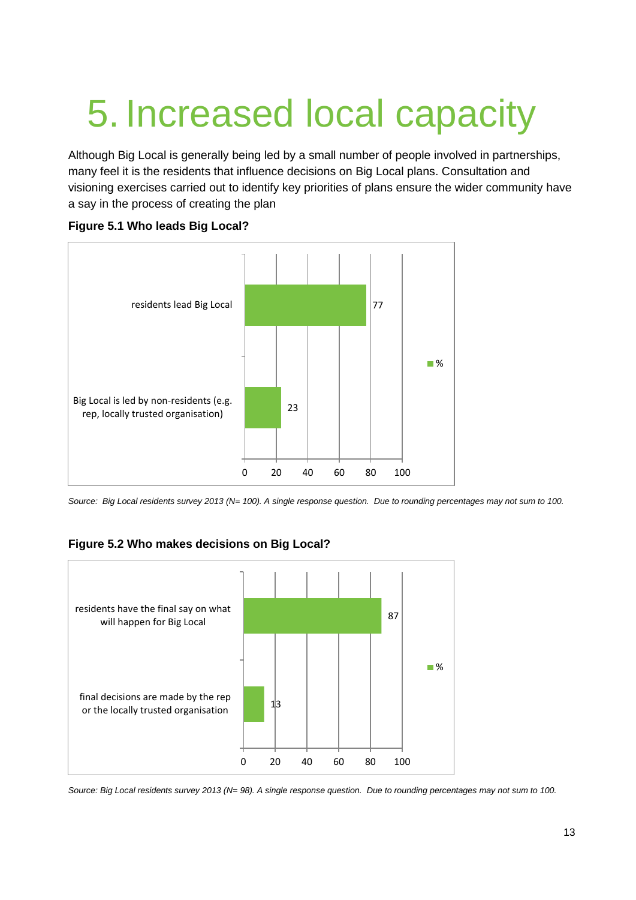# 5. Increased local capacity

Although Big Local is generally being led by a small number of people involved in partnerships, many feel it is the residents that influence decisions on Big Local plans. Consultation and visioning exercises carried out to identify key priorities of plans ensure the wider community have a say in the process of creating the plan

**Figure 5.1 Who leads Big Local?**

| | % |
|---|---|
| residents lead Big Local | 77 |
| Big Local is led by non-residents (e.g. rep, locally trusted organisation) | 23 |

*Source: Big Local residents survey 2013 (N= 100). A single response question. Due to rounding percentages may not sum to 100.*

**Figure 5.2 Who makes decisions on Big Local?**

| | % |
|---|---|
| residents have the final say on what will happen for Big Local | 87 |
| final decisions are made by the rep or the locally trusted organisation | 13 |

*Source: Big Local residents survey 2013 (N= 98). A single response question. Due to rounding percentages may not sum to 100.*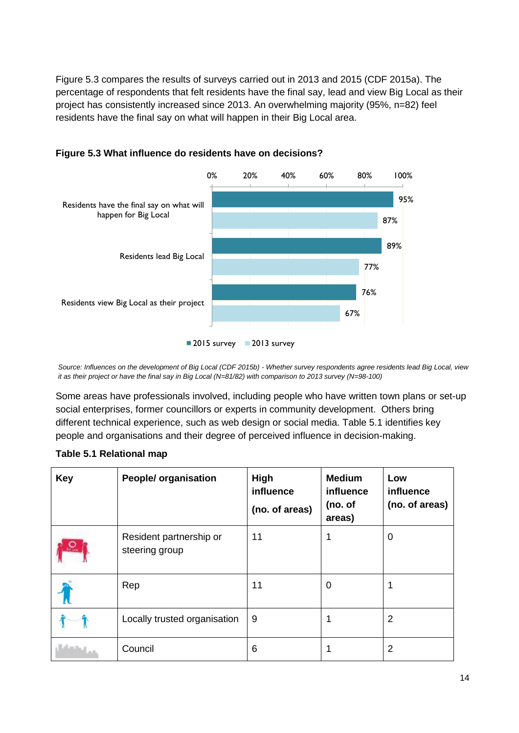Figure 5.3 compares the results of surveys carried out in 2013 and 2015 (CDF 2015a). The percentage of respondents that felt residents have the final say, lead and view Big Local as their project has consistently increased since 2013. An overwhelming majority (95%, n=82) feel residents have the final say on what will happen in their Big Local area.

**Figure 5.3 What influence do residents have on decisions?**

| | 2015 survey | 2013 survey |
|---|---|---|
| Residents have the final say on what will happen for Big Local | 95% | 87% |
| Residents lead Big Local | 89% | 77% |
| Residents view Big Local as their project | 76% | 67% |

*Source: Influences on the development of Big Local (CDF 2015b) - Whether survey respondents agree residents lead Big Local, view it as their project or have the final say in Big Local (N=81/82) with comparison to 2013 survey (N=98-100)*

Some areas have professionals involved, including people who have written town plans or set-up social enterprises, former councillors or experts in community development. Others bring different technical experience, such as web design or social media. Table 5.1 identifies key people and organisations and their degree of perceived influence in decision-making.

**Table 5.1 Relational map**

| Key | People/ organisation | High influence (no. of areas) | Medium influence (no. of areas) | Low influence (no. of areas) |
|---|---|---|---|---|
| | Resident partnership or steering group | 11 | 1 | 0 |
| | Rep | 11 | 0 | 1 |
| | Locally trusted organisation | 9 | 1 | 2 |
| | Council | 6 | 1 | 2 |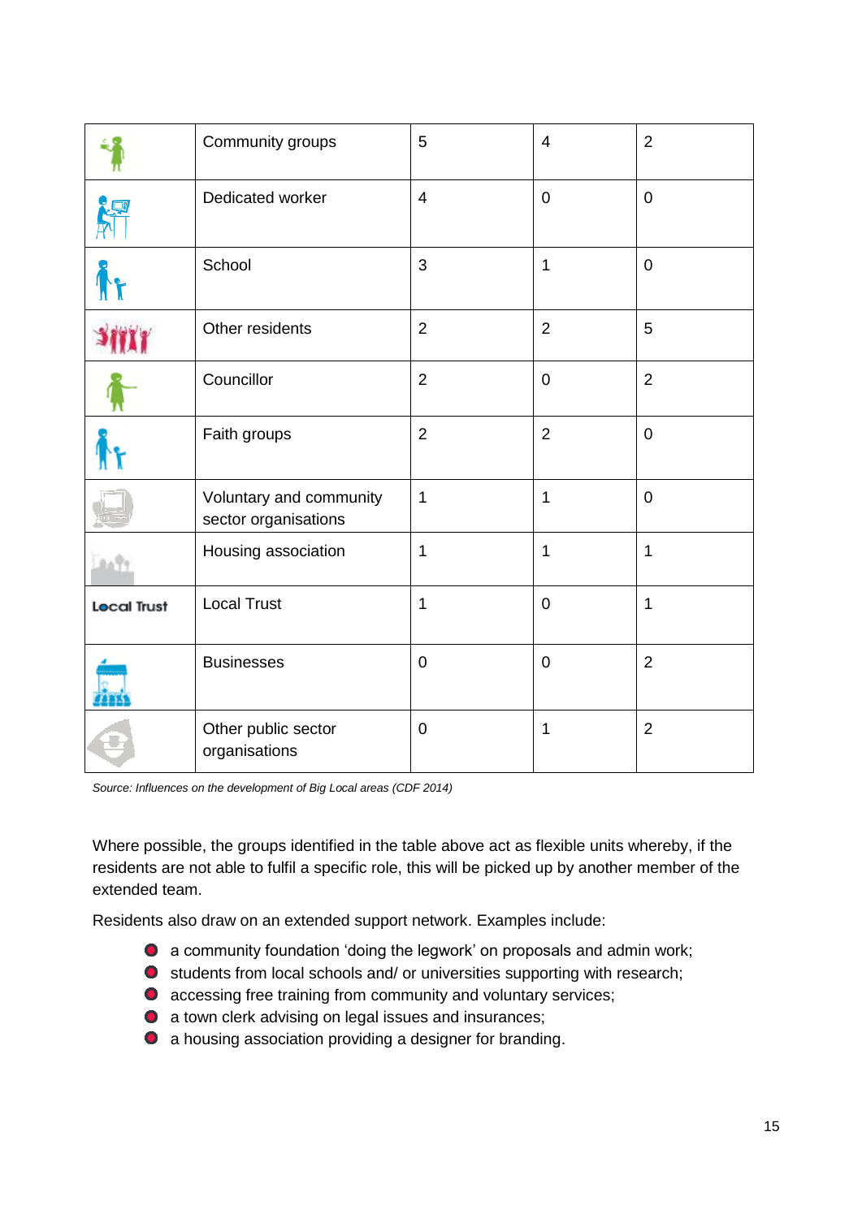| | | | | |
|---|---|---|---|---|
| | Community groups | 5 | 4 | 2 |
| | Dedicated worker | 4 | 0 | 0 |
| | School | 3 | 1 | 0 |
| | Other residents | 2 | 2 | 5 |
| | Councillor | 2 | 0 | 2 |
| | Faith groups | 2 | 2 | 0 |
| | Voluntary and community sector organisations | 1 | 1 | 0 |
| | Housing association | 1 | 1 | 1 |
| Local Trust | Local Trust | 1 | 0 | 1 |
| | Businesses | 0 | 0 | 2 |
| | Other public sector organisations | 0 | 1 | 2 |

*Source: Influences on the development of Big Local areas (CDF 2014)*

Where possible, the groups identified in the table above act as flexible units whereby, if the residents are not able to fulfil a specific role, this will be picked up by another member of the extended team.

Residents also draw on an extended support network. Examples include:

- a community foundation 'doing the legwork' on proposals and admin work;
- students from local schools and/ or universities supporting with research;
- accessing free training from community and voluntary services;
- a town clerk advising on legal issues and insurances;
- a housing association providing a designer for branding.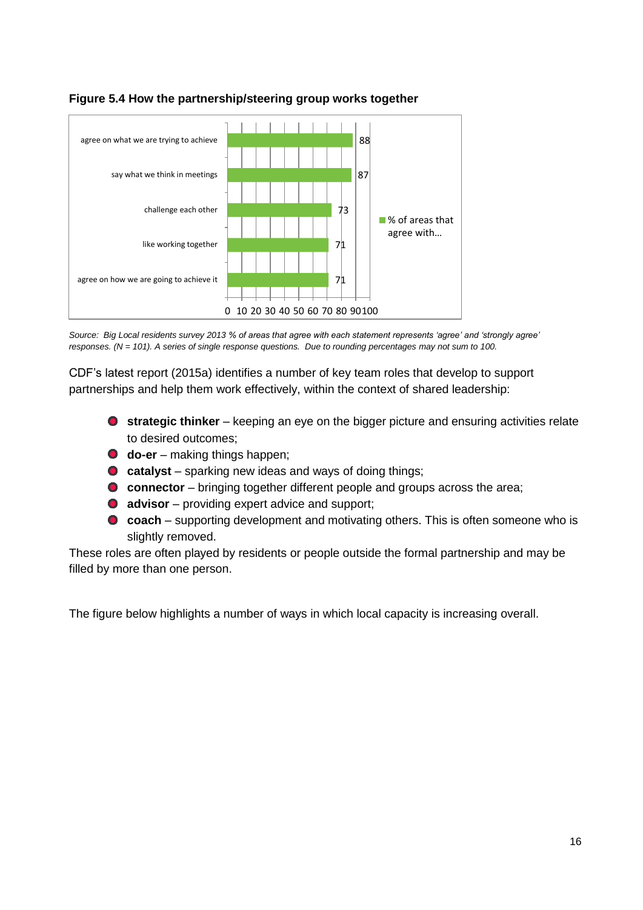**Figure 5.4 How the partnership/steering group works together**

| | % of areas that agree with… |
|---|---|
| agree on what we are trying to achieve | 88 |
| say what we think in meetings | 87 |
| challenge each other | 73 |
| like working together | 71 |
| agree on how we are going to achieve it | 71 |

*Source: Big Local residents survey 2013 % of areas that agree with each statement represents 'agree' and 'strongly agree' responses. (N = 101). A series of single response questions. Due to rounding percentages may not sum to 100.*

CDF's latest report (2015a) identifies a number of key team roles that develop to support partnerships and help them work effectively, within the context of shared leadership:

- **strategic thinker** – keeping an eye on the bigger picture and ensuring activities relate to desired outcomes;
- **do-er** – making things happen;
- **catalyst** – sparking new ideas and ways of doing things;
- **connector** – bringing together different people and groups across the area;
- **advisor** – providing expert advice and support;
- **coach** – supporting development and motivating others. This is often someone who is slightly removed.

These roles are often played by residents or people outside the formal partnership and may be filled by more than one person.

The figure below highlights a number of ways in which local capacity is increasing overall.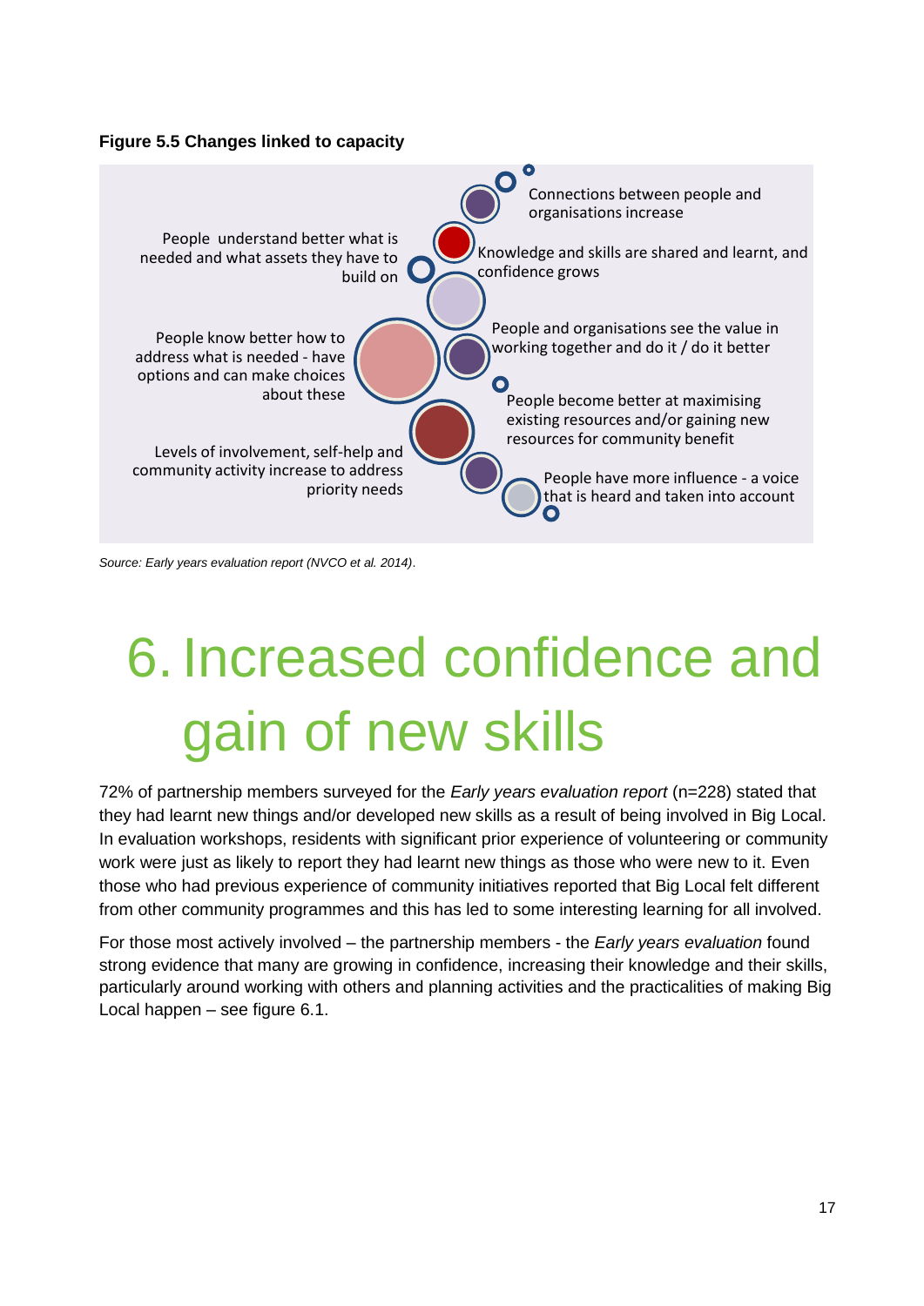**Figure 5.5 Changes linked to capacity**

- Connections between people and organisations increase
- People understand better what is needed and what assets they have to build on
- Knowledge and skills are shared and learnt, and confidence grows
- People and organisations see the value in working together and do it / do it better
- People know better how to address what is needed - have options and can make choices about these
- People become better at maximising existing resources and/or gaining new resources for community benefit
- Levels of involvement, self-help and community activity increase to address priority needs
- People have more influence - a voice that is heard and taken into account

*Source: Early years evaluation report (NVCO et al. 2014).*

# 6. Increased confidence and gain of new skills

72% of partnership members surveyed for the *Early years evaluation report* (n=228) stated that they had learnt new things and/or developed new skills as a result of being involved in Big Local. In evaluation workshops, residents with significant prior experience of volunteering or community work were just as likely to report they had learnt new things as those who were new to it. Even those who had previous experience of community initiatives reported that Big Local felt different from other community programmes and this has led to some interesting learning for all involved.

For those most actively involved – the partnership members - the *Early years evaluation* found strong evidence that many are growing in confidence, increasing their knowledge and their skills, particularly around working with others and planning activities and the practicalities of making Big Local happen – see figure 6.1.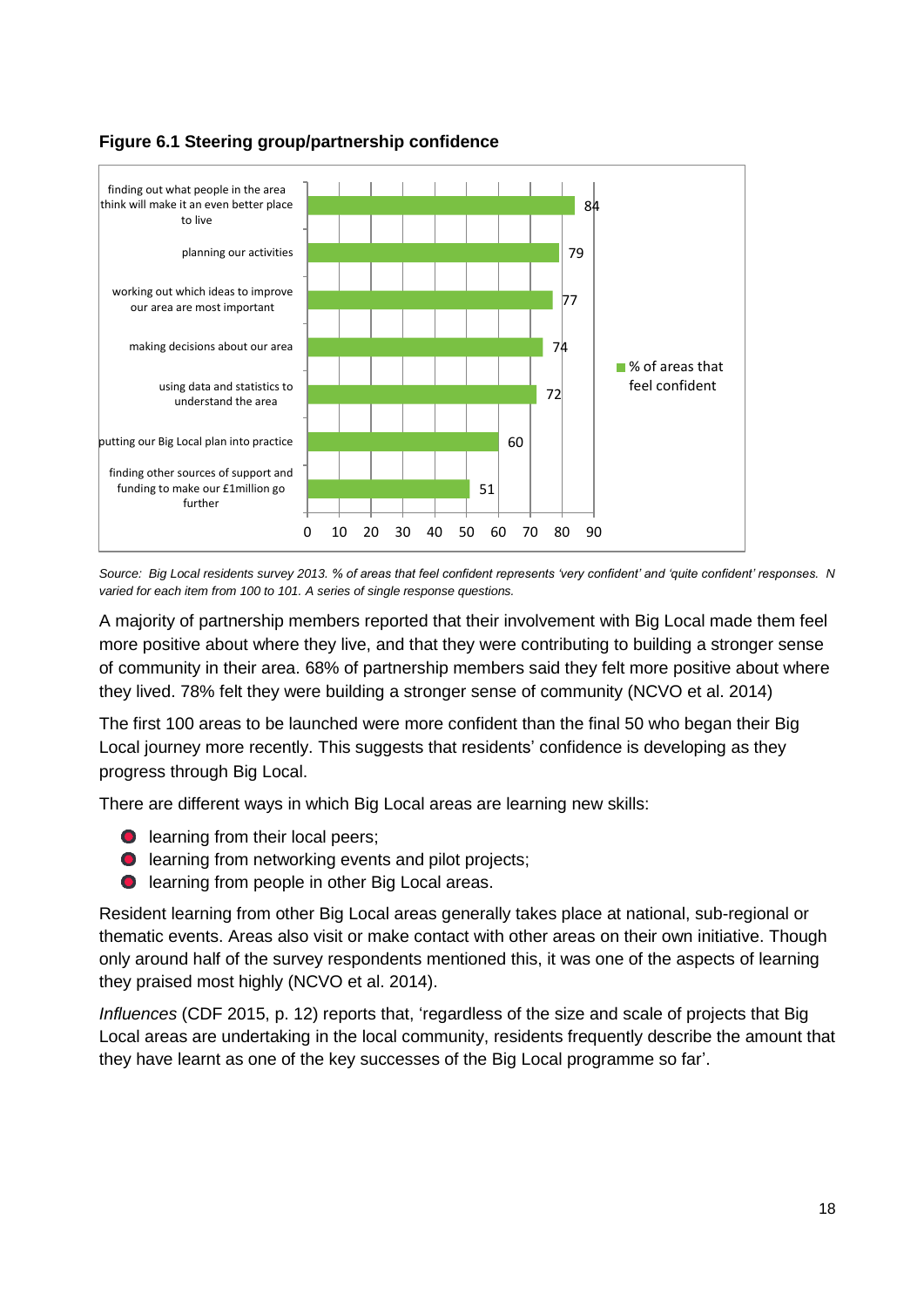**Figure 6.1 Steering group/partnership confidence**

| | % of areas that feel confident |
|---|---|
| finding out what people in the area think will make it an even better place to live | 84 |
| planning our activities | 79 |
| working out which ideas to improve our area are most important | 77 |
| making decisions about our area | 74 |
| using data and statistics to understand the area | 72 |
| putting our Big Local plan into practice | 60 |
| finding other sources of support and funding to make our £1million go further | 51 |

*Source: Big Local residents survey 2013. % of areas that feel confident represents 'very confident' and 'quite confident' responses. N varied for each item from 100 to 101. A series of single response questions.*

A majority of partnership members reported that their involvement with Big Local made them feel more positive about where they live, and that they were contributing to building a stronger sense of community in their area. 68% of partnership members said they felt more positive about where they lived. 78% felt they were building a stronger sense of community (NCVO et al. 2014)

The first 100 areas to be launched were more confident than the final 50 who began their Big Local journey more recently. This suggests that residents' confidence is developing as they progress through Big Local.

There are different ways in which Big Local areas are learning new skills:

- learning from their local peers;
- learning from networking events and pilot projects;
- learning from people in other Big Local areas.

Resident learning from other Big Local areas generally takes place at national, sub-regional or thematic events. Areas also visit or make contact with other areas on their own initiative. Though only around half of the survey respondents mentioned this, it was one of the aspects of learning they praised most highly (NCVO et al. 2014).

*Influences* (CDF 2015, p. 12) reports that, 'regardless of the size and scale of projects that Big Local areas are undertaking in the local community, residents frequently describe the amount that they have learnt as one of the key successes of the Big Local programme so far'.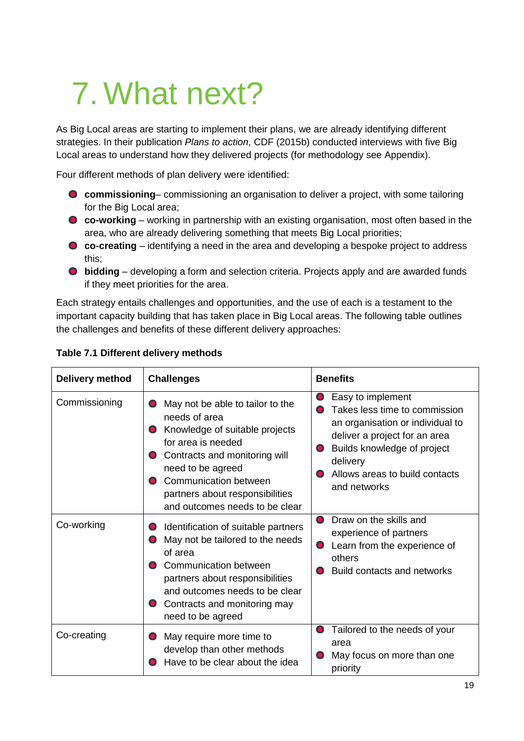# 7. What next?

As Big Local areas are starting to implement their plans, we are already identifying different strategies. In their publication *Plans to action*, CDF (2015b) conducted interviews with five Big Local areas to understand how they delivered projects (for methodology see Appendix).

Four different methods of plan delivery were identified:

- **commissioning**– commissioning an organisation to deliver a project, with some tailoring for the Big Local area;
- **co-working** – working in partnership with an existing organisation, most often based in the area, who are already delivering something that meets Big Local priorities;
- **co-creating** – identifying a need in the area and developing a bespoke project to address this;
- **bidding** – developing a form and selection criteria. Projects apply and are awarded funds if they meet priorities for the area.

Each strategy entails challenges and opportunities, and the use of each is a testament to the important capacity building that has taken place in Big Local areas. The following table outlines the challenges and benefits of these different delivery approaches:

**Table 7.1 Different delivery methods**

| Delivery method | Challenges | Benefits |
|---|---|---|
| Commissioning | • May not be able to tailor to the needs of area<br>• Knowledge of suitable projects for area is needed<br>• Contracts and monitoring will need to be agreed<br>• Communication between partners about responsibilities and outcomes needs to be clear | • Easy to implement<br>• Takes less time to commission an organisation or individual to deliver a project for an area<br>• Builds knowledge of project delivery<br>• Allows areas to build contacts and networks |
| Co-working | • Identification of suitable partners<br>• May not be tailored to the needs of area<br>• Communication between partners about responsibilities and outcomes needs to be clear<br>• Contracts and monitoring may need to be agreed | • Draw on the skills and experience of partners<br>• Learn from the experience of others<br>• Build contacts and networks |
| Co-creating | • May require more time to develop than other methods<br>• Have to be clear about the idea | • Tailored to the needs of your area<br>• May focus on more than one priority |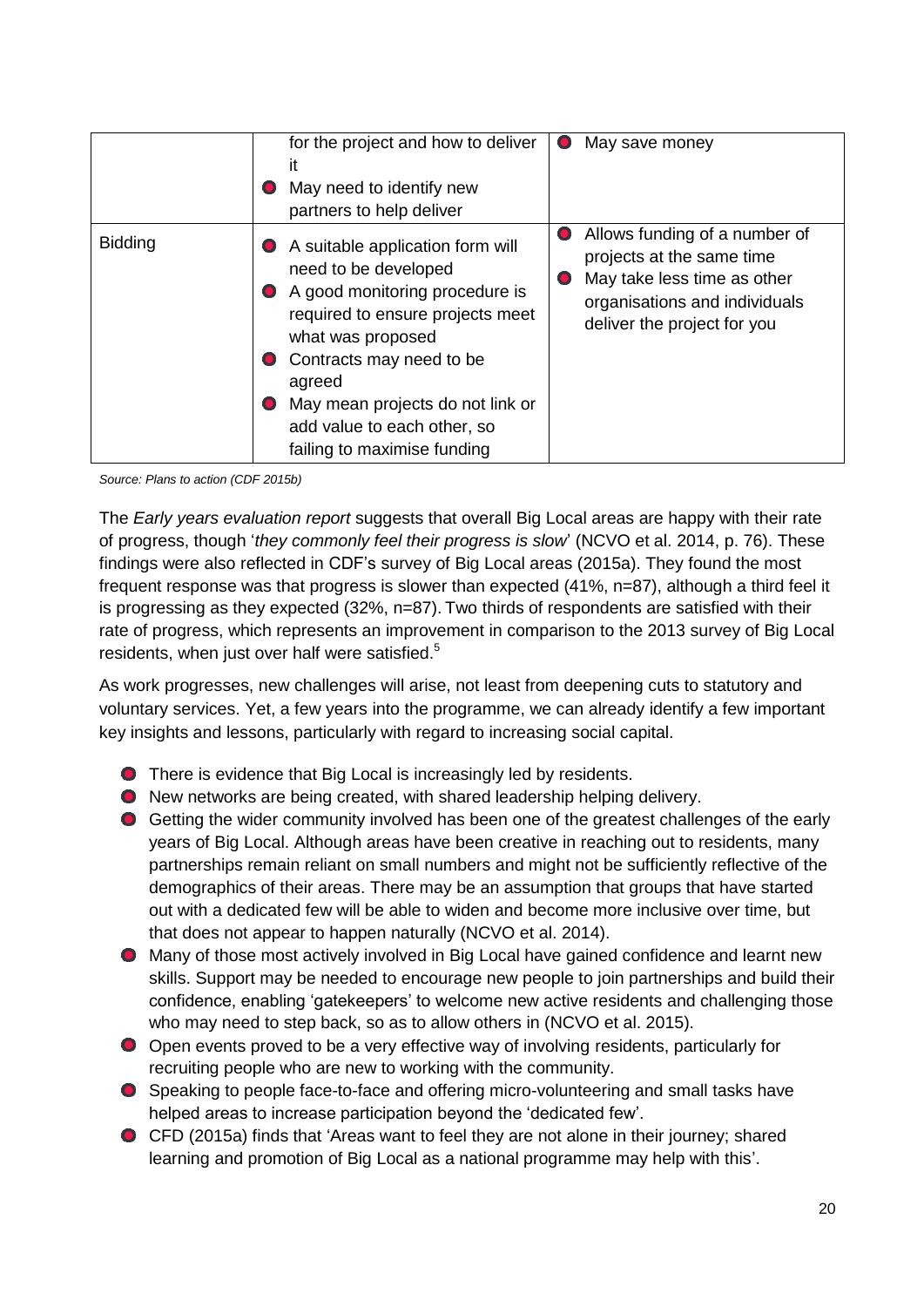| | | |
|---|---|---|
| | for the project and how to deliver it<br>• May need to identify new partners to help deliver | • May save money |
| Bidding | • A suitable application form will need to be developed<br>• A good monitoring procedure is required to ensure projects meet what was proposed<br>• Contracts may need to be agreed<br>• May mean projects do not link or add value to each other, so failing to maximise funding | • Allows funding of a number of projects at the same time<br>• May take less time as other organisations and individuals deliver the project for you |

*Source: Plans to action (CDF 2015b)*

The *Early years evaluation report* suggests that overall Big Local areas are happy with their rate of progress, though '*they commonly feel their progress is slow*' (NCVO et al. 2014, p. 76). These findings were also reflected in CDF's survey of Big Local areas (2015a). They found the most frequent response was that progress is slower than expected (41%, n=87), although a third feel it is progressing as they expected (32%, n=87). Two thirds of respondents are satisfied with their rate of progress, which represents an improvement in comparison to the 2013 survey of Big Local residents, when just over half were satisfied.[5]

As work progresses, new challenges will arise, not least from deepening cuts to statutory and voluntary services. Yet, a few years into the programme, we can already identify a few important key insights and lessons, particularly with regard to increasing social capital.

- There is evidence that Big Local is increasingly led by residents.
- New networks are being created, with shared leadership helping delivery.
- Getting the wider community involved has been one of the greatest challenges of the early years of Big Local. Although areas have been creative in reaching out to residents, many partnerships remain reliant on small numbers and might not be sufficiently reflective of the demographics of their areas. There may be an assumption that groups that have started out with a dedicated few will be able to widen and become more inclusive over time, but that does not appear to happen naturally (NCVO et al. 2014).
- Many of those most actively involved in Big Local have gained confidence and learnt new skills. Support may be needed to encourage new people to join partnerships and build their confidence, enabling 'gatekeepers' to welcome new active residents and challenging those who may need to step back, so as to allow others in (NCVO et al. 2015).
- Open events proved to be a very effective way of involving residents, particularly for recruiting people who are new to working with the community.
- Speaking to people face-to-face and offering micro-volunteering and small tasks have helped areas to increase participation beyond the 'dedicated few'.
- CFD (2015a) finds that 'Areas want to feel they are not alone in their journey; shared learning and promotion of Big Local as a national programme may help with this'.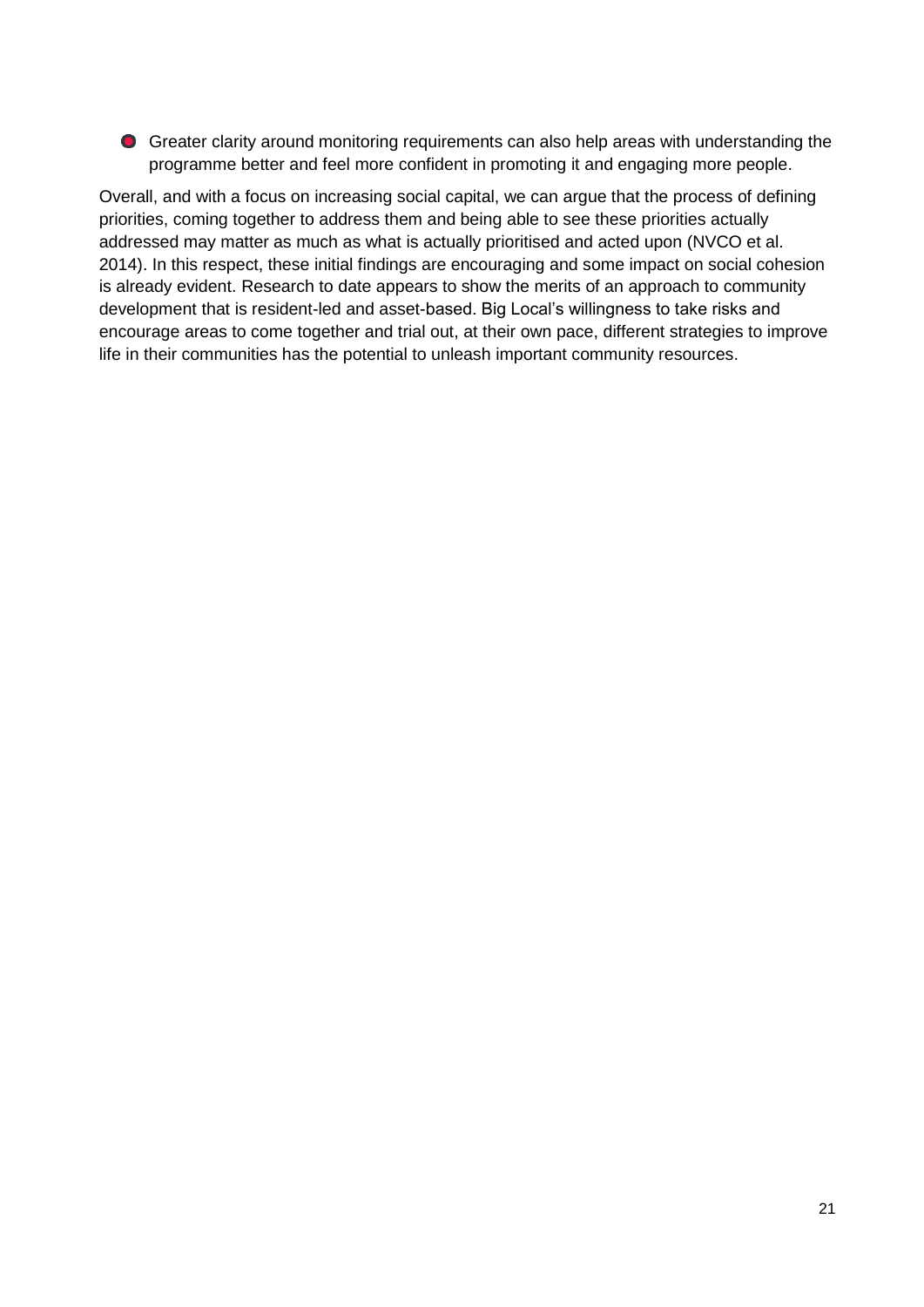- Greater clarity around monitoring requirements can also help areas with understanding the programme better and feel more confident in promoting it and engaging more people.

Overall, and with a focus on increasing social capital, we can argue that the process of defining priorities, coming together to address them and being able to see these priorities actually addressed may matter as much as what is actually prioritised and acted upon (NVCO et al. 2014). In this respect, these initial findings are encouraging and some impact on social cohesion is already evident. Research to date appears to show the merits of an approach to community development that is resident-led and asset-based. Big Local's willingness to take risks and encourage areas to come together and trial out, at their own pace, different strategies to improve life in their communities has the potential to unleash important community resources.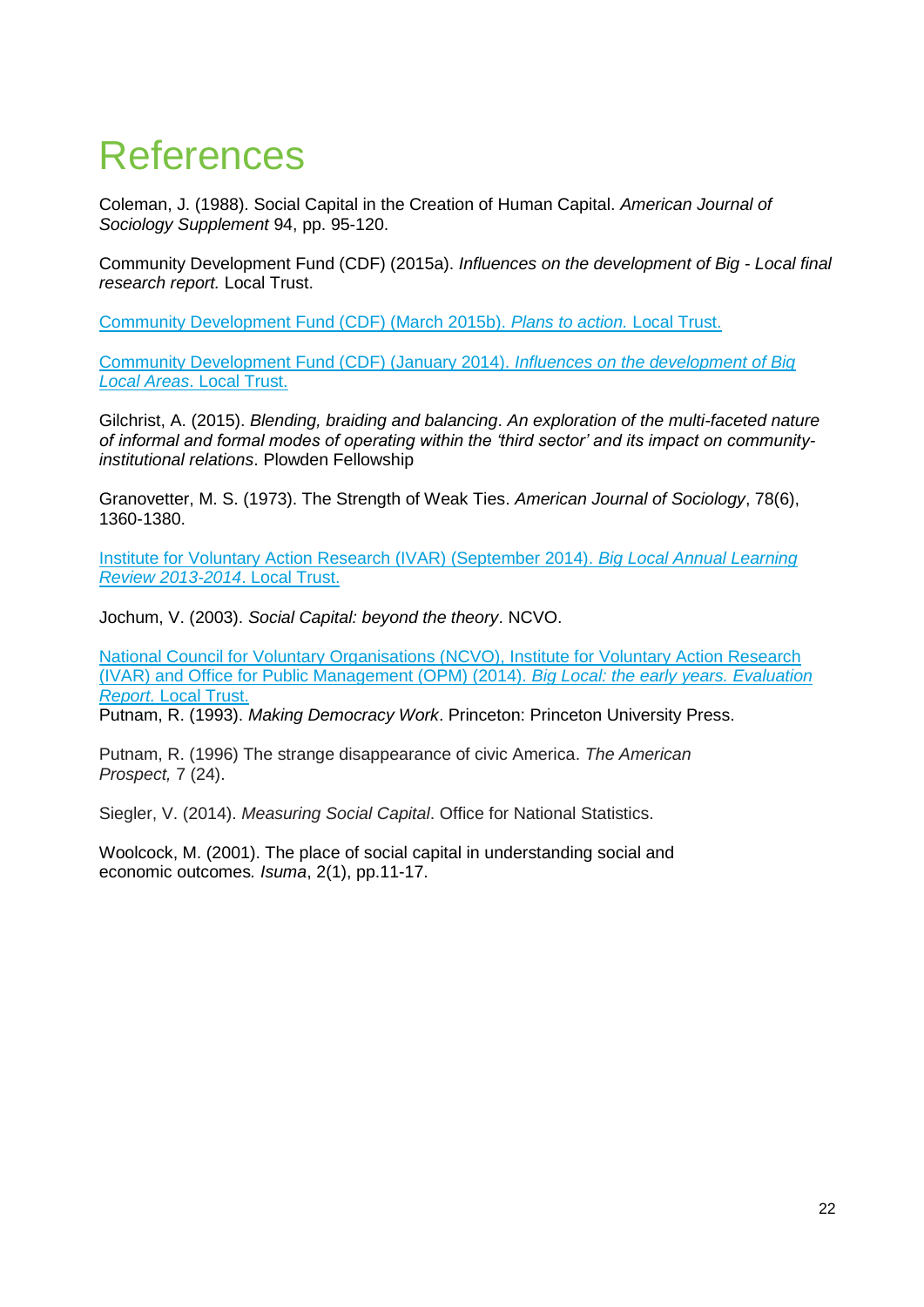# References

Coleman, J. (1988). Social Capital in the Creation of Human Capital. *American Journal of Sociology Supplement* 94, pp. 95-120.

Community Development Fund (CDF) (2015a). *Influences on the development of Big - Local final research report.* Local Trust.

Community Development Fund (CDF) (March 2015b). *Plans to action.* Local Trust.

Community Development Fund (CDF) (January 2014). *Influences on the development of Big Local Areas*. Local Trust.

Gilchrist, A. (2015). *Blending, braiding and balancing*. *An exploration of the multi-faceted nature of informal and formal modes of operating within the 'third sector' and its impact on community-institutional relations*. Plowden Fellowship

Granovetter, M. S. (1973). The Strength of Weak Ties. *American Journal of Sociology*, 78(6), 1360-1380.

Institute for Voluntary Action Research (IVAR) (September 2014). *Big Local Annual Learning Review 2013-2014*. Local Trust.

Jochum, V. (2003). *Social Capital: beyond the theory*. NCVO.

National Council for Voluntary Organisations (NCVO), Institute for Voluntary Action Research (IVAR) and Office for Public Management (OPM) (2014). *Big Local: the early years. Evaluation Report.* Local Trust.

Putnam, R. (1993). *Making Democracy Work*. Princeton: Princeton University Press.

Putnam, R. (1996) The strange disappearance of civic America. *The American Prospect,* 7 (24).

Siegler, V. (2014). *Measuring Social Capital*. Office for National Statistics.

Woolcock, M. (2001). The place of social capital in understanding social and economic outcomes*. Isuma*, 2(1), pp.11-17.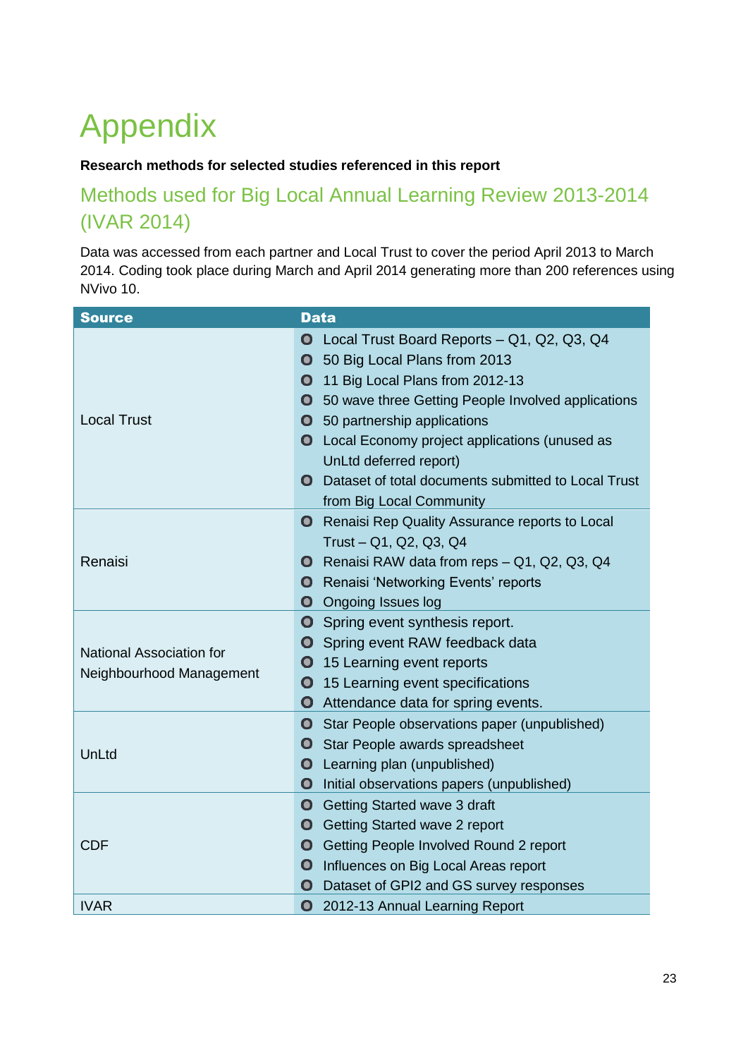# Appendix

**Research methods for selected studies referenced in this report**

## Methods used for Big Local Annual Learning Review 2013-2014 (IVAR 2014)

Data was accessed from each partner and Local Trust to cover the period April 2013 to March 2014. Coding took place during March and April 2014 generating more than 200 references using NVivo 10.

| Source | Data |
|---|---|
| Local Trust | • Local Trust Board Reports – Q1, Q2, Q3, Q4<br>• 50 Big Local Plans from 2013<br>• 11 Big Local Plans from 2012-13<br>• 50 wave three Getting People Involved applications<br>• 50 partnership applications<br>• Local Economy project applications (unused as UnLtd deferred report)<br>• Dataset of total documents submitted to Local Trust from Big Local Community |
| Renaisi | • Renaisi Rep Quality Assurance reports to Local Trust – Q1, Q2, Q3, Q4<br>• Renaisi RAW data from reps – Q1, Q2, Q3, Q4<br>• Renaisi 'Networking Events' reports<br>• Ongoing Issues log |
| National Association for Neighbourhood Management | • Spring event synthesis report.<br>• Spring event RAW feedback data<br>• 15 Learning event reports<br>• 15 Learning event specifications<br>• Attendance data for spring events. |
| UnLtd | • Star People observations paper (unpublished)<br>• Star People awards spreadsheet<br>• Learning plan (unpublished)<br>• Initial observations papers (unpublished) |
| CDF | • Getting Started wave 3 draft<br>• Getting Started wave 2 report<br>• Getting People Involved Round 2 report<br>• Influences on Big Local Areas report<br>• Dataset of GPI2 and GS survey responses |
| IVAR | • 2012-13 Annual Learning Report |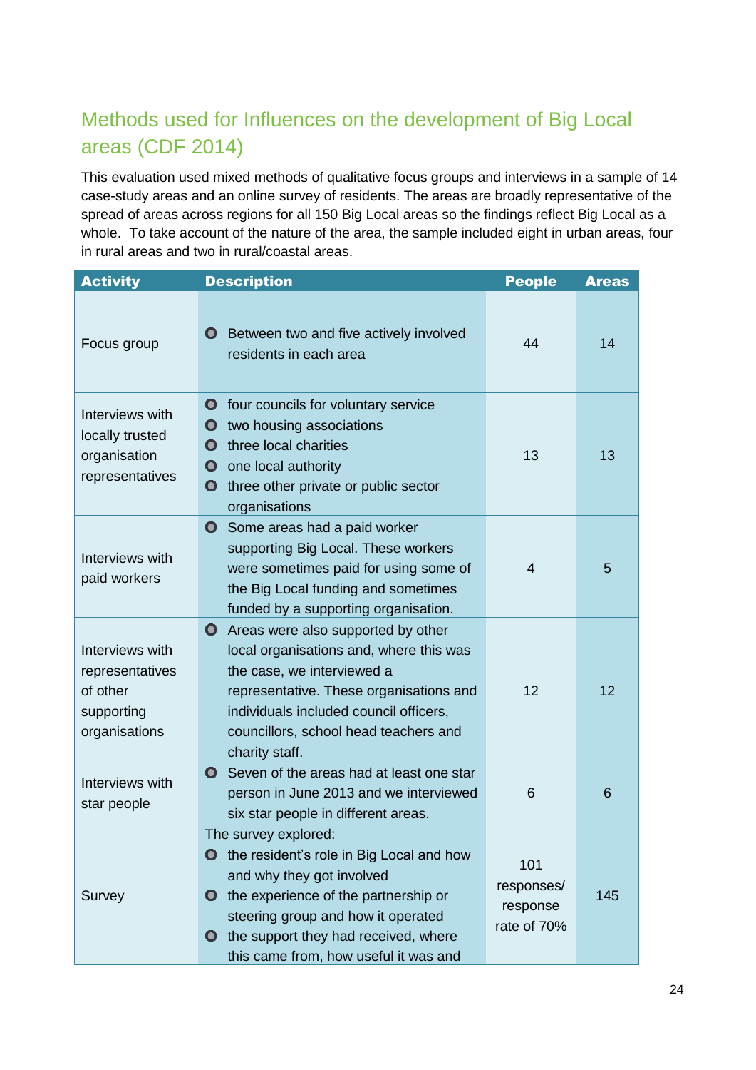## Methods used for Influences on the development of Big Local areas (CDF 2014)

This evaluation used mixed methods of qualitative focus groups and interviews in a sample of 14 case-study areas and an online survey of residents. The areas are broadly representative of the spread of areas across regions for all 150 Big Local areas so the findings reflect Big Local as a whole. To take account of the nature of the area, the sample included eight in urban areas, four in rural areas and two in rural/coastal areas.

| Activity | Description | People | Areas |
|---|---|---|---|
| Focus group | • Between two and five actively involved residents in each area | 44 | 14 |
| Interviews with locally trusted organisation representatives | • four councils for voluntary service<br>• two housing associations<br>• three local charities<br>• one local authority<br>• three other private or public sector organisations | 13 | 13 |
| Interviews with paid workers | • Some areas had a paid worker supporting Big Local. These workers were sometimes paid for using some of the Big Local funding and sometimes funded by a supporting organisation. | 4 | 5 |
| Interviews with representatives of other supporting organisations | • Areas were also supported by other local organisations and, where this was the case, we interviewed a representative. These organisations and individuals included council officers, councillors, school head teachers and charity staff. | 12 | 12 |
| Interviews with star people | • Seven of the areas had at least one star person in June 2013 and we interviewed six star people in different areas. | 6 | 6 |
| Survey | The survey explored:<br>• the resident's role in Big Local and how and why they got involved<br>• the experience of the partnership or steering group and how it operated<br>• the support they had received, where this came from, how useful it was and | 101 responses/ response rate of 70% | 145 |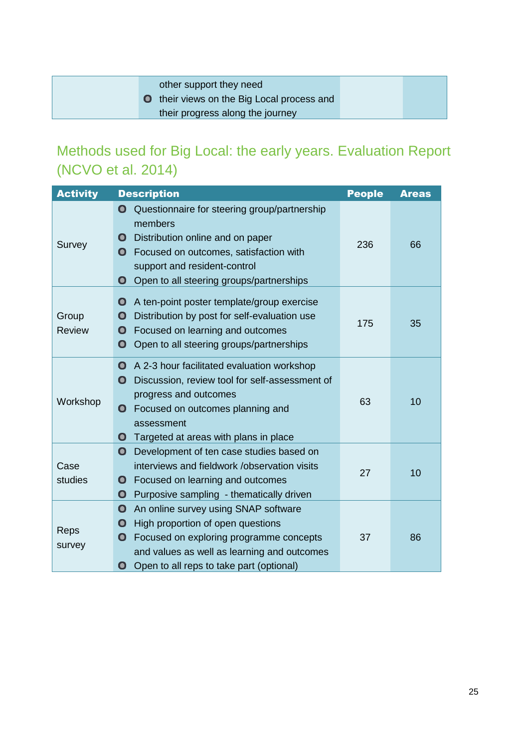| | other support they need<br>• their views on the Big Local process and their progress along the journey | | |
|---|---|---|---|

## Methods used for Big Local: the early years. Evaluation Report (NCVO et al. 2014)

| Activity | Description | People | Areas |
|---|---|---|---|
| Survey | • Questionnaire for steering group/partnership members<br>• Distribution online and on paper<br>• Focused on outcomes, satisfaction with support and resident-control<br>• Open to all steering groups/partnerships | 236 | 66 |
| Group Review | • A ten-point poster template/group exercise<br>• Distribution by post for self-evaluation use<br>• Focused on learning and outcomes<br>• Open to all steering groups/partnerships | 175 | 35 |
| Workshop | • A 2-3 hour facilitated evaluation workshop<br>• Discussion, review tool for self-assessment of progress and outcomes<br>• Focused on outcomes planning and assessment<br>• Targeted at areas with plans in place | 63 | 10 |
| Case studies | • Development of ten case studies based on interviews and fieldwork /observation visits<br>• Focused on learning and outcomes<br>• Purposive sampling - thematically driven | 27 | 10 |
| Reps survey | • An online survey using SNAP software<br>• High proportion of open questions<br>• Focused on exploring programme concepts and values as well as learning and outcomes<br>• Open to all reps to take part (optional) | 37 | 86 |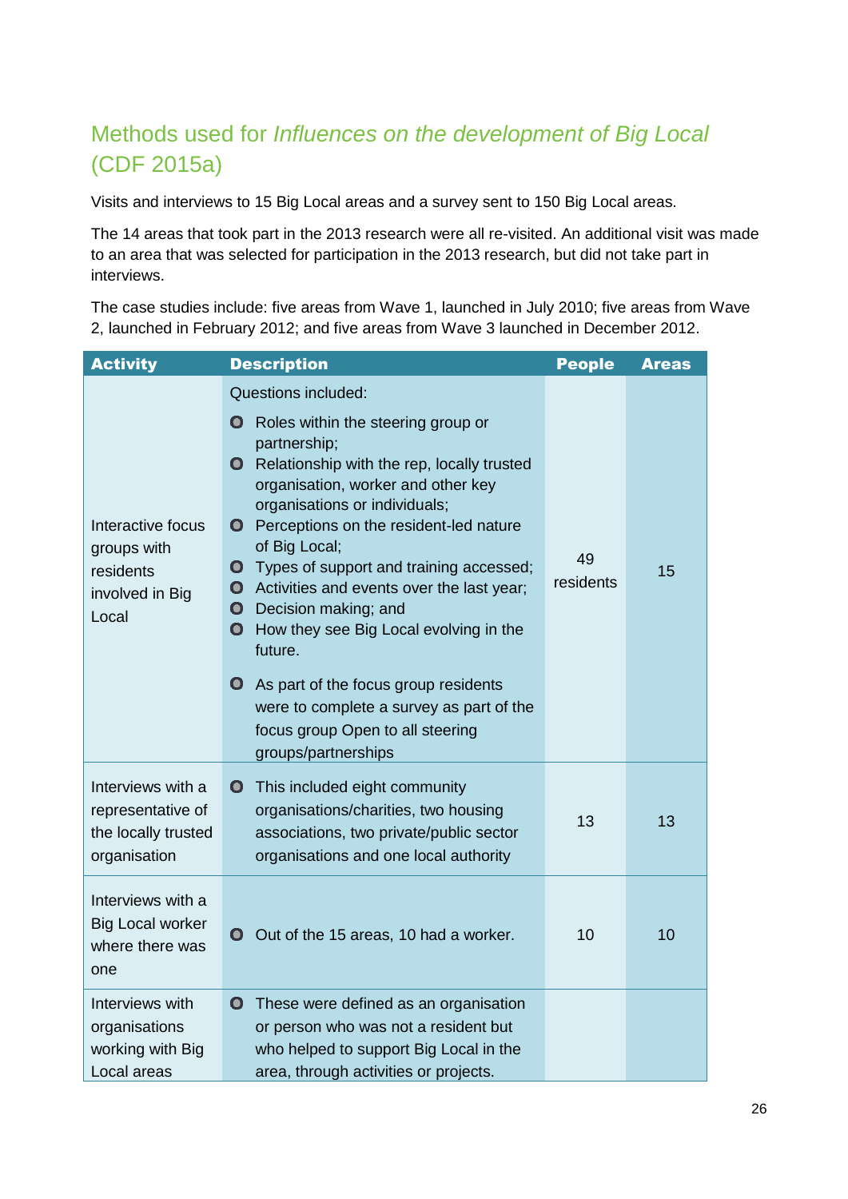## Methods used for *Influences on the development of Big Local* (CDF 2015a)

Visits and interviews to 15 Big Local areas and a survey sent to 150 Big Local areas.

The 14 areas that took part in the 2013 research were all re-visited. An additional visit was made to an area that was selected for participation in the 2013 research, but did not take part in interviews.

The case studies include: five areas from Wave 1, launched in July 2010; five areas from Wave 2, launched in February 2012; and five areas from Wave 3 launched in December 2012.

| Activity | Description | People | Areas |
|---|---|---|---|
| Interactive focus groups with residents involved in Big Local | Questions included:<br>• Roles within the steering group or partnership;<br>• Relationship with the rep, locally trusted organisation, worker and other key organisations or individuals;<br>• Perceptions on the resident-led nature of Big Local;<br>• Types of support and training accessed;<br>• Activities and events over the last year;<br>• Decision making; and<br>• How they see Big Local evolving in the future.<br>• As part of the focus group residents were to complete a survey as part of the focus group Open to all steering groups/partnerships | 49 residents | 15 |
| Interviews with a representative of the locally trusted organisation | • This included eight community organisations/charities, two housing associations, two private/public sector organisations and one local authority | 13 | 13 |
| Interviews with a Big Local worker where there was one | • Out of the 15 areas, 10 had a worker. | 10 | 10 |
| Interviews with organisations working with Big Local areas | • These were defined as an organisation or person who was not a resident but who helped to support Big Local in the area, through activities or projects. | | |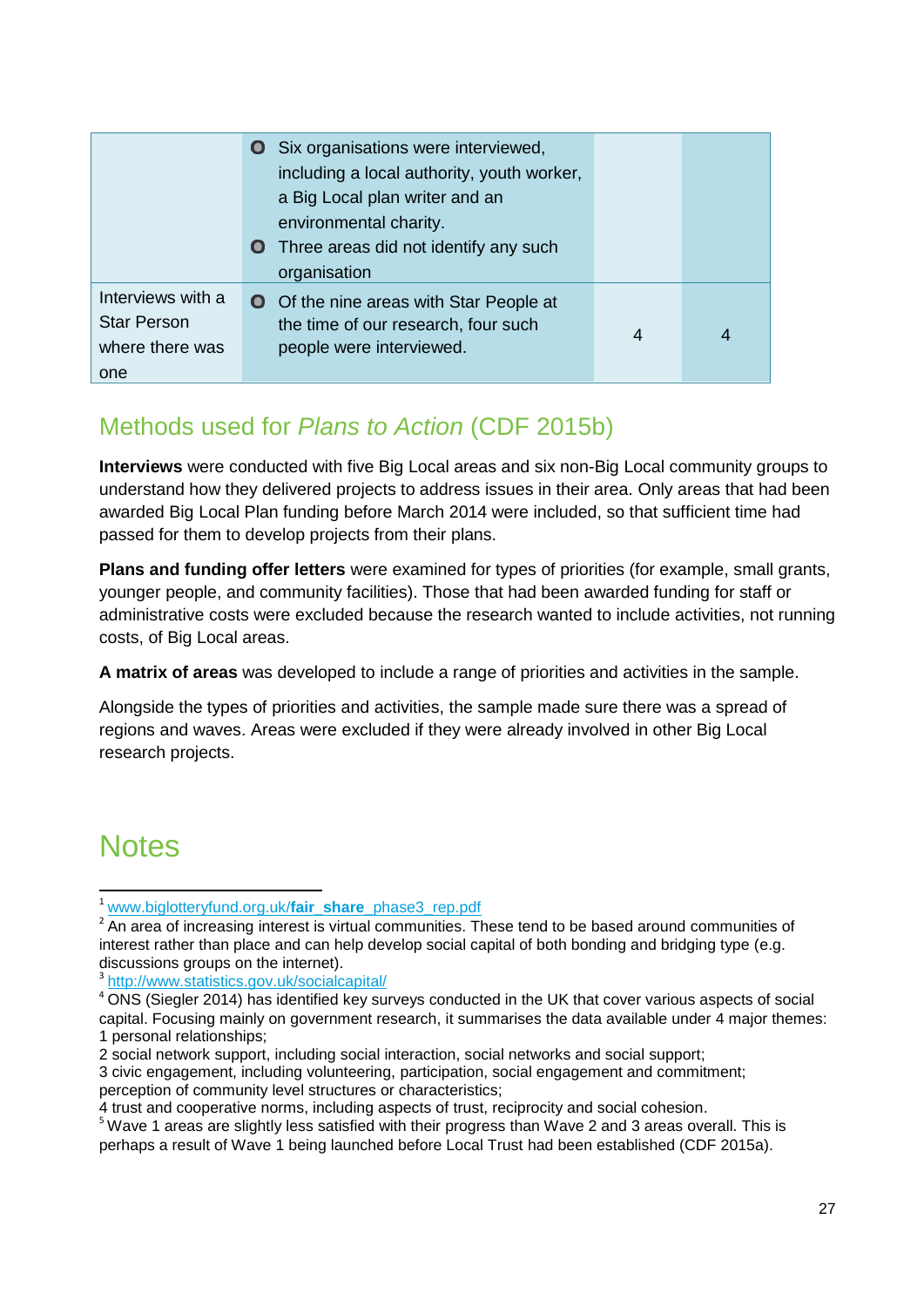| | | | |
|---|---|---|---|
| | • Six organisations were interviewed, including a local authority, youth worker, a Big Local plan writer and an environmental charity.<br>• Three areas did not identify any such organisation | | |
| Interviews with a Star Person where there was one | • Of the nine areas with Star People at the time of our research, four such people were interviewed. | 4 | 4 |

## Methods used for *Plans to Action* (CDF 2015b)

**Interviews** were conducted with five Big Local areas and six non-Big Local community groups to understand how they delivered projects to address issues in their area. Only areas that had been awarded Big Local Plan funding before March 2014 were included, so that sufficient time had passed for them to develop projects from their plans.

**Plans and funding offer letters** were examined for types of priorities (for example, small grants, younger people, and community facilities). Those that had been awarded funding for staff or administrative costs were excluded because the research wanted to include activities, not running costs, of Big Local areas.

**A matrix of areas** was developed to include a range of priorities and activities in the sample.

Alongside the types of priorities and activities, the sample made sure there was a spread of regions and waves. Areas were excluded if they were already involved in other Big Local research projects.

# Notes

[1] www.biglotteryfund.org.uk/**fair_share**_phase3_rep.pdf

[2] An area of increasing interest is virtual communities. These tend to be based around communities of interest rather than place and can help develop social capital of both bonding and bridging type (e.g. discussions groups on the internet).

[3] http://www.statistics.gov.uk/socialcapital/

[4] ONS (Siegler 2014) has identified key surveys conducted in the UK that cover various aspects of social capital. Focusing mainly on government research, it summarises the data available under 4 major themes:
1 personal relationships;
2 social network support, including social interaction, social networks and social support;
3 civic engagement, including volunteering, participation, social engagement and commitment; perception of community level structures or characteristics;
4 trust and cooperative norms, including aspects of trust, reciprocity and social cohesion.

[5] Wave 1 areas are slightly less satisfied with their progress than Wave 2 and 3 areas overall. This is perhaps a result of Wave 1 being launched before Local Trust had been established (CDF 2015a).